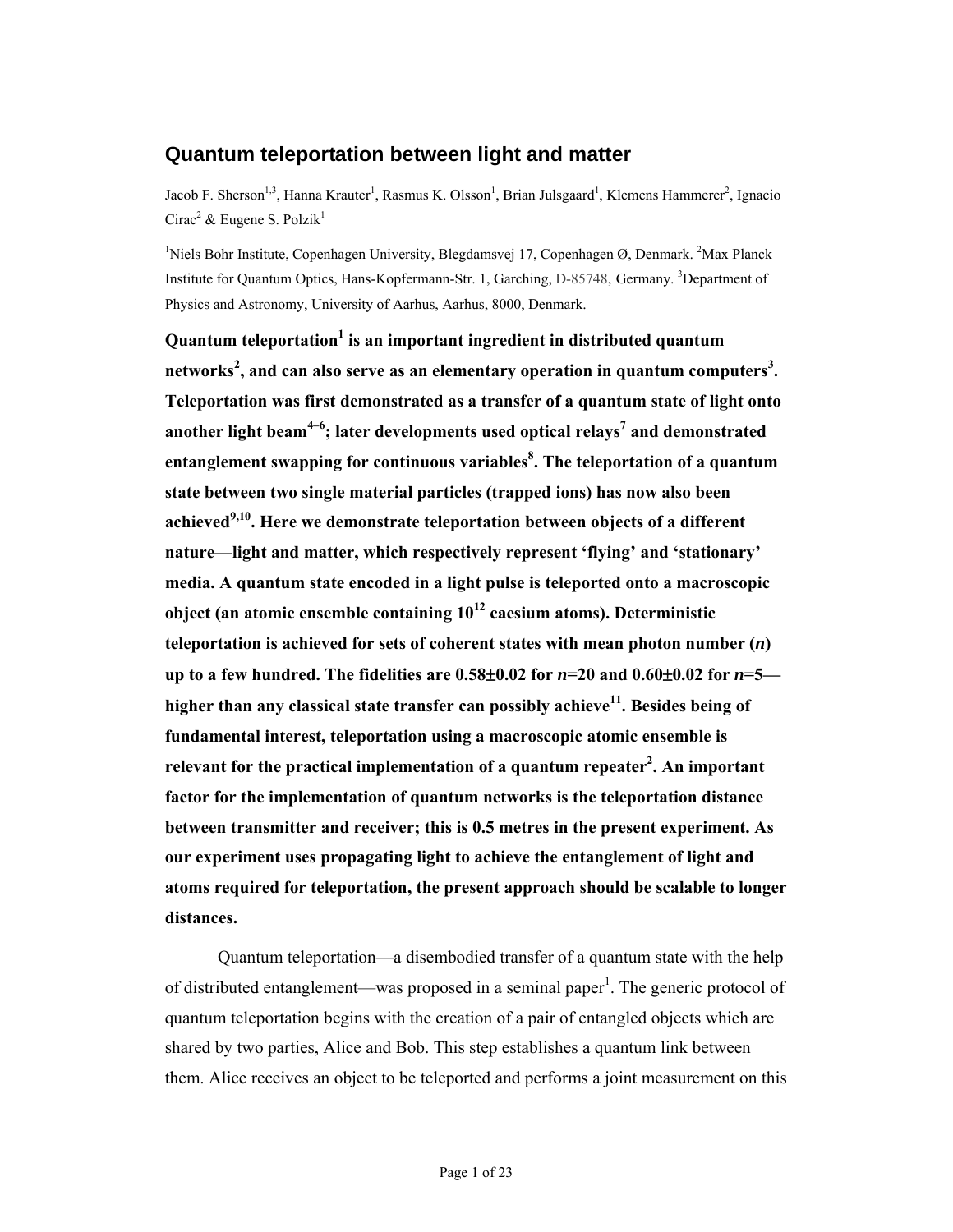# Quantum teleportation between light and matter

Jacob F. Sherson[1,3], Hanna Krauter[1], Rasmus K. Olsson[1], Brian Julsgaard[1], Klemens Hammerer[2], Ignacio Cirac[2] & Eugene S. Polzik[1]

[1]Niels Bohr Institute, Copenhagen University, Blegdamsvej 17, Copenhagen Ø, Denmark. [2]Max Planck Institute for Quantum Optics, Hans-Kopfermann-Str. 1, Garching, D-85748, Germany. [3]Department of Physics and Astronomy, University of Aarhus, Aarhus, 8000, Denmark.

**Quantum teleportation[1] is an important ingredient in distributed quantum networks[2], and can also serve as an elementary operation in quantum computers[3]. Teleportation was first demonstrated as a transfer of a quantum state of light onto another light beam[4–6]; later developments used optical relays[7] and demonstrated entanglement swapping for continuous variables[8]. The teleportation of a quantum state between two single material particles (trapped ions) has now also been achieved[9,10]. Here we demonstrate teleportation between objects of a different nature—light and matter, which respectively represent 'flying' and 'stationary' media. A quantum state encoded in a light pulse is teleported onto a macroscopic object (an atomic ensemble containing $10^{12}$ caesium atoms). Deterministic teleportation is achieved for sets of coherent states with mean photon number (*n*) up to a few hundred. The fidelities are 0.58±0.02 for *n*=20 and 0.60±0.02 for *n*=5—higher than any classical state transfer can possibly achieve[11]. Besides being of fundamental interest, teleportation using a macroscopic atomic ensemble is relevant for the practical implementation of a quantum repeater[2]. An important factor for the implementation of quantum networks is the teleportation distance between transmitter and receiver; this is 0.5 metres in the present experiment. As our experiment uses propagating light to achieve the entanglement of light and atoms required for teleportation, the present approach should be scalable to longer distances.**

Quantum teleportation—a disembodied transfer of a quantum state with the help of distributed entanglement—was proposed in a seminal paper[1]. The generic protocol of quantum teleportation begins with the creation of a pair of entangled objects which are shared by two parties, Alice and Bob. This step establishes a quantum link between them. Alice receives an object to be teleported and performs a joint measurement on this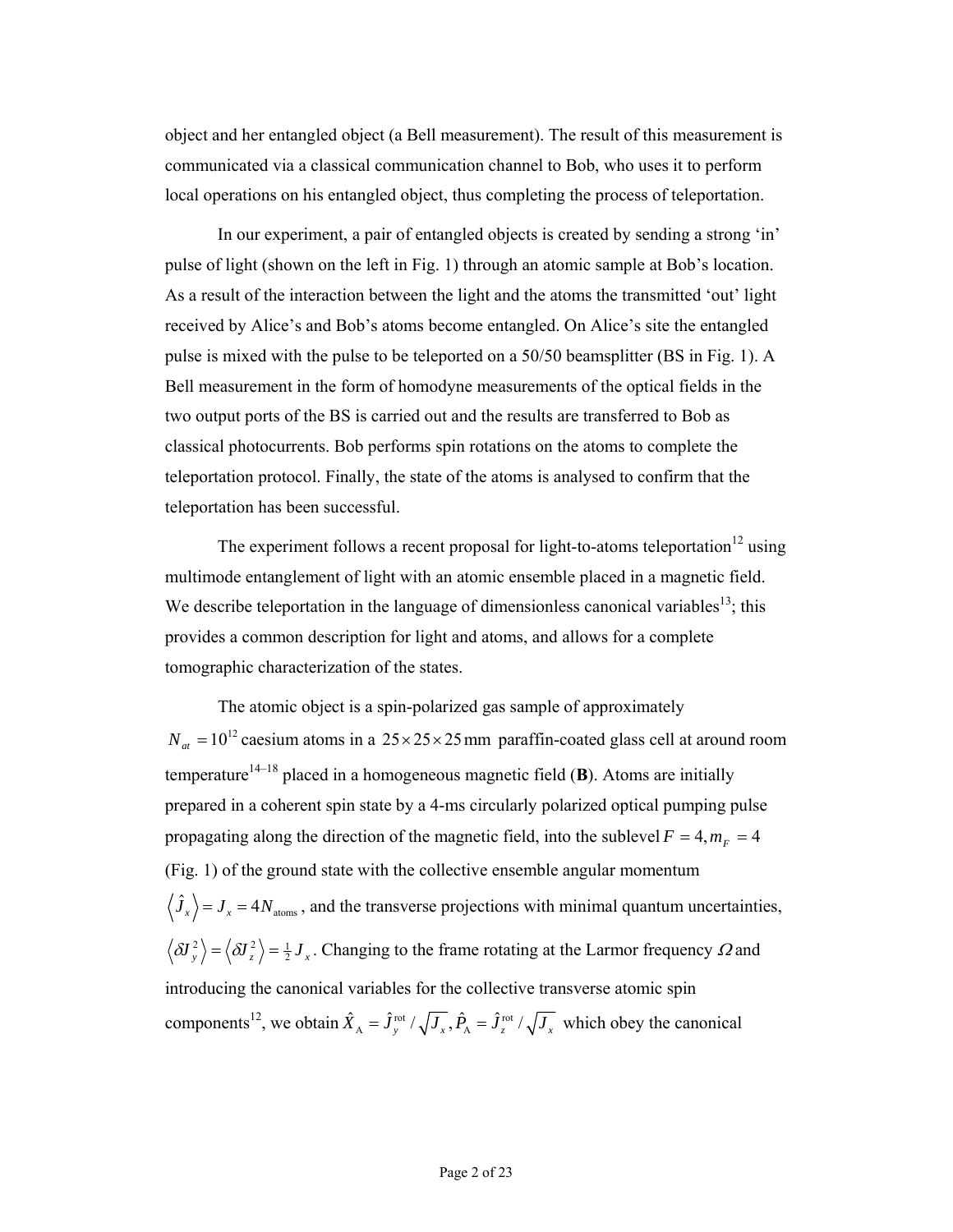object and her entangled object (a Bell measurement). The result of this measurement is communicated via a classical communication channel to Bob, who uses it to perform local operations on his entangled object, thus completing the process of teleportation.

In our experiment, a pair of entangled objects is created by sending a strong 'in' pulse of light (shown on the left in Fig. 1) through an atomic sample at Bob's location. As a result of the interaction between the light and the atoms the transmitted 'out' light received by Alice's and Bob's atoms become entangled. On Alice's site the entangled pulse is mixed with the pulse to be teleported on a 50/50 beamsplitter (BS in Fig. 1). A Bell measurement in the form of homodyne measurements of the optical fields in the two output ports of the BS is carried out and the results are transferred to Bob as classical photocurrents. Bob performs spin rotations on the atoms to complete the teleportation protocol. Finally, the state of the atoms is analysed to confirm that the teleportation has been successful.

The experiment follows a recent proposal for light-to-atoms teleportation[12] using multimode entanglement of light with an atomic ensemble placed in a magnetic field. We describe teleportation in the language of dimensionless canonical variables[13]; this provides a common description for light and atoms, and allows for a complete tomographic characterization of the states.

The atomic object is a spin-polarized gas sample of approximately $N_{at} = 10^{12}$ caesium atoms in a $25 \times 25 \times 25\,\text{mm}$ paraffin-coated glass cell at around room temperature[14–18] placed in a homogeneous magnetic field (**B**). Atoms are initially prepared in a coherent spin state by a 4-ms circularly polarized optical pumping pulse propagating along the direction of the magnetic field, into the sublevel $F = 4, m_F = 4$ (Fig. 1) of the ground state with the collective ensemble angular momentum $\langle \hat{J}_x \rangle = J_x = 4N_{\text{atoms}}$, and the transverse projections with minimal quantum uncertainties, $\langle \delta J_y^2 \rangle = \langle \delta J_z^2 \rangle = \frac{1}{2} J_x$. Changing to the frame rotating at the Larmor frequency $\Omega$ and introducing the canonical variables for the collective transverse atomic spin components[12], we obtain $\hat{X}_{\text{A}} = \hat{J}_y^{\text{rot}} / \sqrt{J_x}, \hat{P}_{\text{A}} = \hat{J}_z^{\text{rot}} / \sqrt{J_x}$ which obey the canonical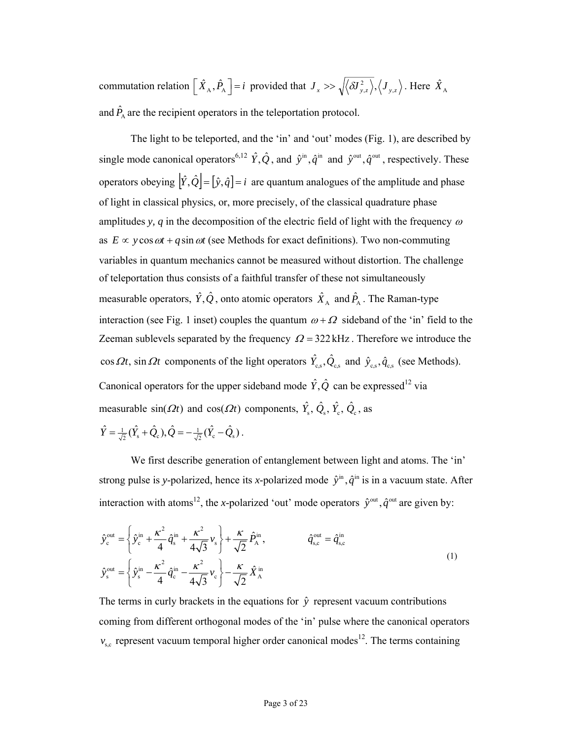commutation relation $\left[\hat{X}_{\mathrm{A}}, \hat{P}_{\mathrm{A}}\right] = i$ provided that $J_x >> \sqrt{\langle \delta J_{y,z}^2 \rangle}, \langle J_{y,z} \rangle$. Here $\hat{X}_{\mathrm{A}}$ and $\hat{P}_{\mathrm{A}}$ are the recipient operators in the teleportation protocol.

The light to be teleported, and the 'in' and 'out' modes (Fig. 1), are described by single mode canonical operators[6,12] $\hat{Y}, \hat{Q}$, and $\hat{y}^{\mathrm{in}}, \hat{q}^{\mathrm{in}}$ and $\hat{y}^{\mathrm{out}}, \hat{q}^{\mathrm{out}}$, respectively. These operators obeying $\left[\hat{Y}, \hat{Q}\right] = \left[\hat{y}, \hat{q}\right] = i$ are quantum analogues of the amplitude and phase of light in classical physics, or, more precisely, of the classical quadrature phase amplitudes $y$, $q$ in the decomposition of the electric field of light with the frequency $\omega$ as $E \propto y \cos \omega t + q \sin \omega t$ (see Methods for exact definitions). Two non-commuting variables in quantum mechanics cannot be measured without distortion. The challenge of teleportation thus consists of a faithful transfer of these not simultaneously measurable operators, $\hat{Y}, \hat{Q}$, onto atomic operators $\hat{X}_{\mathrm{A}}$ and $\hat{P}_{\mathrm{A}}$. The Raman-type interaction (see Fig. 1 inset) couples the quantum $\omega + \Omega$ sideband of the 'in' field to the Zeeman sublevels separated by the frequency $\Omega = 322\,\mathrm{kHz}$. Therefore we introduce the $\cos \Omega t$, $\sin \Omega t$ components of the light operators $\hat{Y}_{\mathrm{c,s}}, \hat{Q}_{\mathrm{c,s}}$ and $\hat{y}_{\mathrm{c,s}}, \hat{q}_{\mathrm{c,s}}$ (see Methods). Canonical operators for the upper sideband mode $\hat{Y}, \hat{Q}$ can be expressed[12] via measurable $\sin(\Omega t)$ and $\cos(\Omega t)$ components, $\hat{Y}_{\mathrm{s}}$, $\hat{Q}_{\mathrm{s}}$, $\hat{Y}_{\mathrm{c}}$, $\hat{Q}_{\mathrm{c}}$, as $\hat{Y} = \frac{1}{\sqrt{2}}(\hat{Y}_{\mathrm{s}} + \hat{Q}_{\mathrm{c}}), \hat{Q} = -\frac{1}{\sqrt{2}}(\hat{Y}_{\mathrm{c}} - \hat{Q}_{\mathrm{s}})$.

We first describe generation of entanglement between light and atoms. The 'in' strong pulse is $y$-polarized, hence its $x$-polarized mode $\hat{y}^{\mathrm{in}}, \hat{q}^{\mathrm{in}}$ is in a vacuum state. After interaction with atoms[12], the $x$-polarized 'out' mode operators $\hat{y}^{\mathrm{out}}, \hat{q}^{\mathrm{out}}$ are given by:

$$
\begin{aligned}
\hat{y}_{\mathrm{c}}^{\mathrm{out}} &= \left\{ \hat{y}_{\mathrm{c}}^{\mathrm{in}} + \frac{\kappa^2}{4} \hat{q}_{\mathrm{s}}^{\mathrm{in}} + \frac{\kappa^2}{4\sqrt{3}} v_{\mathrm{s}} \right\} + \frac{\kappa}{\sqrt{2}} \hat{P}_{\mathrm{A}}^{\mathrm{in}}, \qquad \hat{q}_{\mathrm{s,c}}^{\mathrm{out}} = \hat{q}_{\mathrm{s,c}}^{\mathrm{in}} \\
\hat{y}_{\mathrm{s}}^{\mathrm{out}} &= \left\{ \hat{y}_{\mathrm{s}}^{\mathrm{in}} - \frac{\kappa^2}{4} \hat{q}_{\mathrm{c}}^{\mathrm{in}} - \frac{\kappa^2}{4\sqrt{3}} v_{\mathrm{c}} \right\} - \frac{\kappa}{\sqrt{2}} \hat{X}_{\mathrm{A}}^{\mathrm{in}}
\end{aligned} \tag{1}
$$

The terms in curly brackets in the equations for $\hat{y}$ represent vacuum contributions coming from different orthogonal modes of the 'in' pulse where the canonical operators $v_{\mathrm{s,c}}$ represent vacuum temporal higher order canonical modes[12]. The terms containing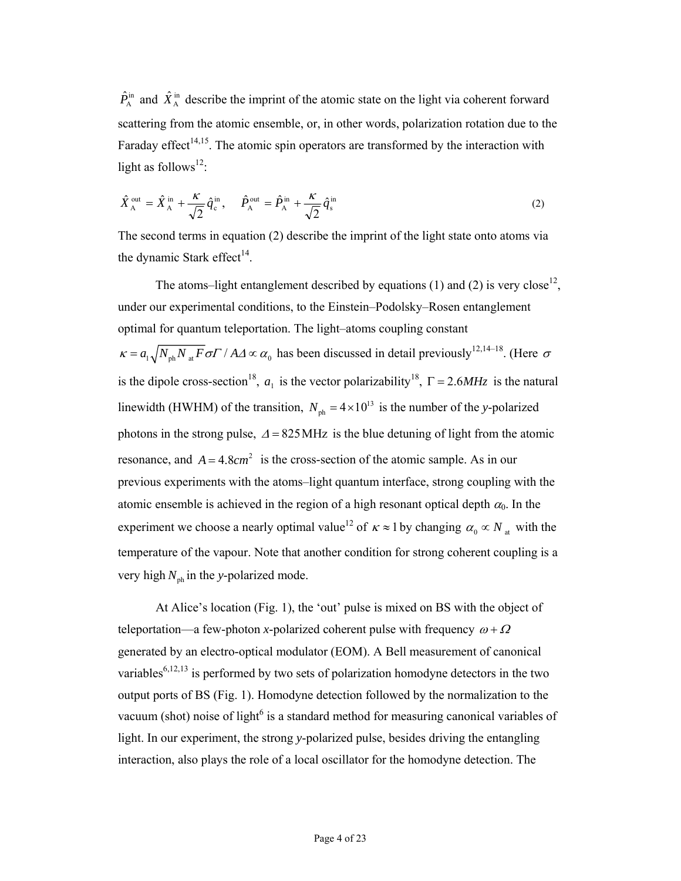$\hat{P}_{\mathrm{A}}^{\mathrm{in}}$ and $\hat{X}_{\mathrm{A}}^{\mathrm{in}}$ describe the imprint of the atomic state on the light via coherent forward scattering from the atomic ensemble, or, in other words, polarization rotation due to the Faraday effect[14,15]. The atomic spin operators are transformed by the interaction with light as follows[12]:

$$\hat{X}_{\mathrm{A}}^{\mathrm{out}} = \hat{X}_{\mathrm{A}}^{\mathrm{in}} + \frac{\kappa}{\sqrt{2}}\hat{q}_{\mathrm{c}}^{\mathrm{in}}, \quad \hat{P}_{\mathrm{A}}^{\mathrm{out}} = \hat{P}_{\mathrm{A}}^{\mathrm{in}} + \frac{\kappa}{\sqrt{2}}\hat{q}_{\mathrm{s}}^{\mathrm{in}} \tag{2}$$

The second terms in equation (2) describe the imprint of the light state onto atoms via the dynamic Stark effect[14].

The atoms–light entanglement described by equations (1) and (2) is very close[12], under our experimental conditions, to the Einstein–Podolsky–Rosen entanglement optimal for quantum teleportation. The light–atoms coupling constant $\kappa = a_1\sqrt{N_{\mathrm{ph}}N_{\mathrm{at}}F}\sigma\Gamma / A\Delta \propto \alpha_0$ has been discussed in detail previously[12,14–18]. (Here $\sigma$ is the dipole cross-section[18], $a_1$ is the vector polarizability[18], $\Gamma = 2.6MHz$ is the natural linewidth (HWHM) of the transition, $N_{\mathrm{ph}} = 4\times 10^{13}$ is the number of the *y*-polarized photons in the strong pulse, $\Delta = 825\,\mathrm{MHz}$ is the blue detuning of light from the atomic resonance, and $A = 4.8cm^2$ is the cross-section of the atomic sample. As in our previous experiments with the atoms–light quantum interface, strong coupling with the atomic ensemble is achieved in the region of a high resonant optical depth $\alpha_0$. In the experiment we choose a nearly optimal value[12] of $\kappa \approx 1$ by changing $\alpha_0 \propto N_{\mathrm{at}}$ with the temperature of the vapour. Note that another condition for strong coherent coupling is a very high $N_{\mathrm{ph}}$ in the *y*-polarized mode.

At Alice's location (Fig. 1), the 'out' pulse is mixed on BS with the object of teleportation—a few-photon *x*-polarized coherent pulse with frequency $\omega + \Omega$ generated by an electro-optical modulator (EOM). A Bell measurement of canonical variables[6,12,13] is performed by two sets of polarization homodyne detectors in the two output ports of BS (Fig. 1). Homodyne detection followed by the normalization to the vacuum (shot) noise of light[6] is a standard method for measuring canonical variables of light. In our experiment, the strong *y*-polarized pulse, besides driving the entangling interaction, also plays the role of a local oscillator for the homodyne detection. The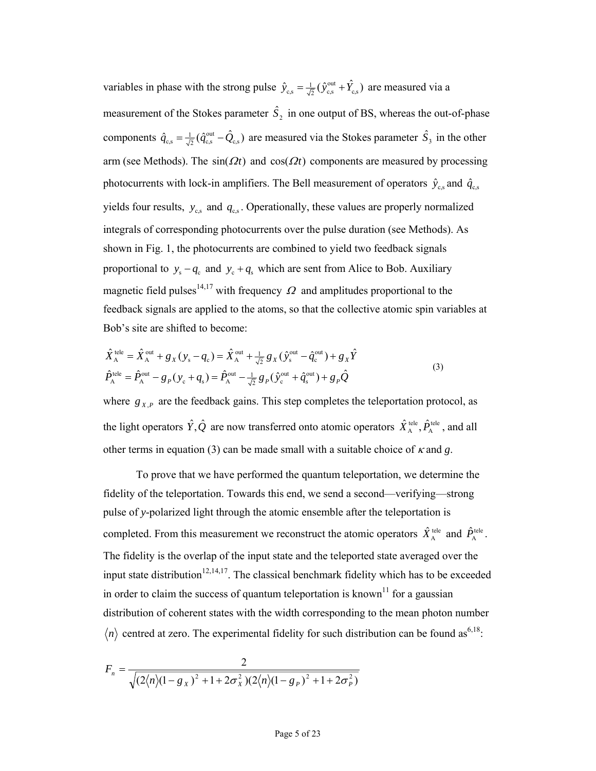variables in phase with the strong pulse $\hat{y}_{\mathrm{c,s}} = \frac{1}{\sqrt{2}}(\hat{y}^{\mathrm{out}}_{\mathrm{c,s}} + \hat{Y}_{\mathrm{c,s}})$ are measured via a measurement of the Stokes parameter $\hat{S}_2$ in one output of BS, whereas the out-of-phase components $\hat{q}_{\mathrm{c,s}} = \frac{1}{\sqrt{2}}(\hat{q}^{\mathrm{out}}_{\mathrm{c,s}} - \hat{Q}_{\mathrm{c,s}})$ are measured via the Stokes parameter $\hat{S}_3$ in the other arm (see Methods). The $\sin(\Omega t)$ and $\cos(\Omega t)$ components are measured by processing photocurrents with lock-in amplifiers. The Bell measurement of operators $\hat{y}_{\mathrm{c,s}}$ and $\hat{q}_{\mathrm{c,s}}$ yields four results, $y_{\mathrm{c,s}}$ and $q_{\mathrm{c,s}}$. Operationally, these values are properly normalized integrals of corresponding photocurrents over the pulse duration (see Methods). As shown in Fig. 1, the photocurrents are combined to yield two feedback signals proportional to $y_{\mathrm{s}} - q_{\mathrm{c}}$ and $y_{\mathrm{c}} + q_{\mathrm{s}}$ which are sent from Alice to Bob. Auxiliary magnetic field pulses[14,17] with frequency $\Omega$ and amplitudes proportional to the feedback signals are applied to the atoms, so that the collective atomic spin variables at Bob's site are shifted to become:

$$
\begin{aligned}
\hat{X}^{\mathrm{tele}}_{\mathrm{A}} &= \hat{X}^{\mathrm{out}}_{\mathrm{A}} + g_X(y_{\mathrm{s}} - q_{\mathrm{c}}) = \hat{X}^{\mathrm{out}}_{\mathrm{A}} + \tfrac{1}{\sqrt{2}} g_X(\hat{y}^{\mathrm{out}}_{\mathrm{s}} - \hat{q}^{\mathrm{out}}_{\mathrm{c}}) + g_X \hat{Y} \\
\hat{P}^{\mathrm{tele}}_{\mathrm{A}} &= \hat{P}^{\mathrm{out}}_{\mathrm{A}} - g_P(y_{\mathrm{c}} + q_{\mathrm{s}}) = \hat{P}^{\mathrm{out}}_{\mathrm{A}} - \tfrac{1}{\sqrt{2}} g_P(\hat{y}^{\mathrm{out}}_{\mathrm{c}} + \hat{q}^{\mathrm{out}}_{\mathrm{s}}) + g_P \hat{Q}
\end{aligned}
\tag{3}
$$

where $g_{X,P}$ are the feedback gains. This step completes the teleportation protocol, as the light operators $\hat{Y}, \hat{Q}$ are now transferred onto atomic operators $\hat{X}^{\mathrm{tele}}_{\mathrm{A}}, \hat{P}^{\mathrm{tele}}_{\mathrm{A}}$, and all other terms in equation (3) can be made small with a suitable choice of $\kappa$ and $g$.

To prove that we have performed the quantum teleportation, we determine the fidelity of the teleportation. Towards this end, we send a second—verifying—strong pulse of *y*-polarized light through the atomic ensemble after the teleportation is completed. From this measurement we reconstruct the atomic operators $\hat{X}^{\mathrm{tele}}_{\mathrm{A}}$ and $\hat{P}^{\mathrm{tele}}_{\mathrm{A}}$. The fidelity is the overlap of the input state and the teleported state averaged over the input state distribution[12,14,17]. The classical benchmark fidelity which has to be exceeded in order to claim the success of quantum teleportation is known[11] for a gaussian distribution of coherent states with the width corresponding to the mean photon number $\langle n \rangle$ centred at zero. The experimental fidelity for such distribution can be found as[6,18]:

$$
F_n = \frac{2}{\sqrt{(2\langle n \rangle(1-g_X)^2 + 1 + 2\sigma_X^2)(2\langle n \rangle(1-g_P)^2 + 1 + 2\sigma_P^2)}}
$$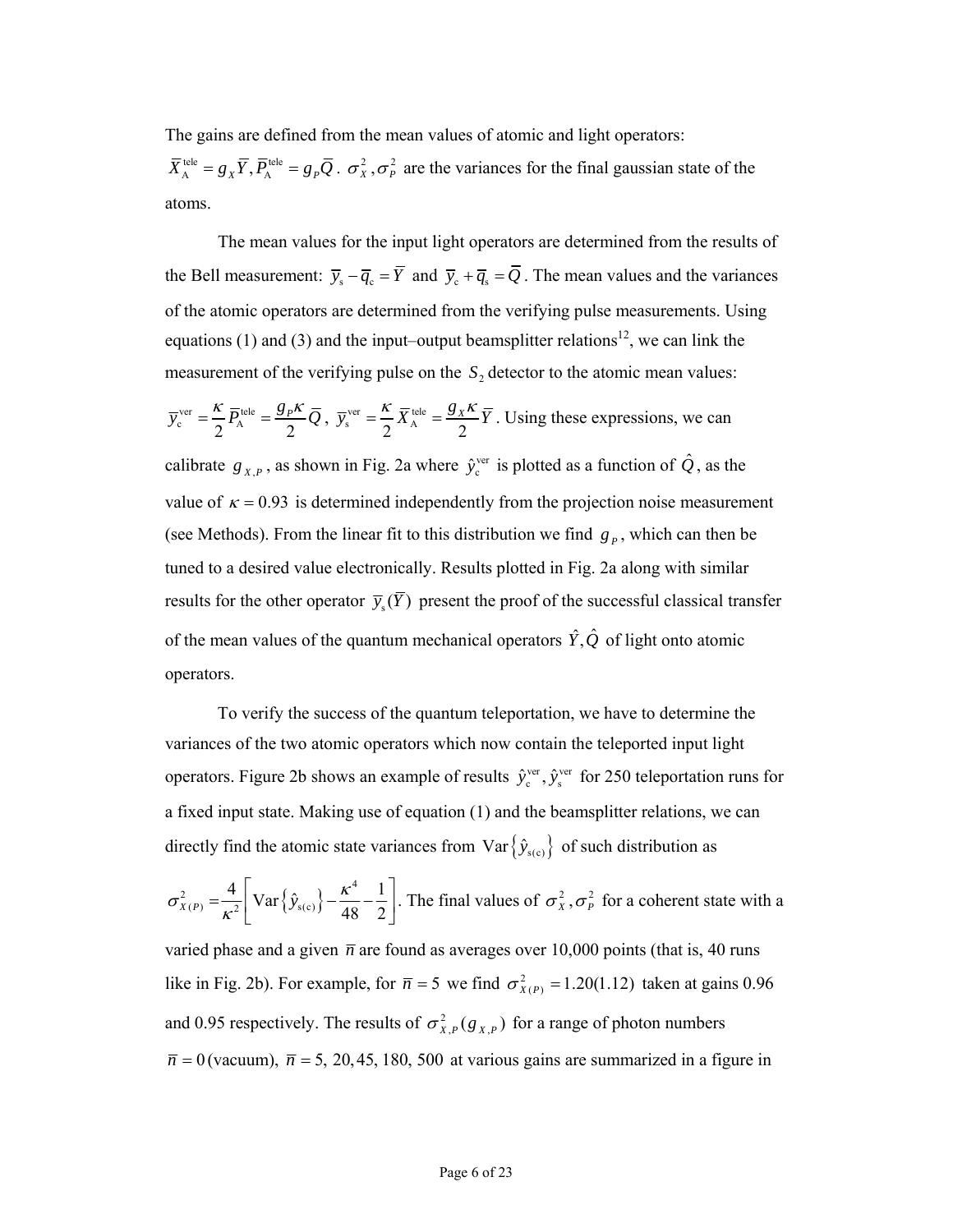The gains are defined from the mean values of atomic and light operators: $\overline{X}_{\mathrm{A}}^{\mathrm{tele}} = g_X \overline{Y}, \overline{P}_{\mathrm{A}}^{\mathrm{tele}} = g_P \overline{Q}$. $\sigma_X^2, \sigma_P^2$ are the variances for the final gaussian state of the atoms.

The mean values for the input light operators are determined from the results of the Bell measurement: $\overline{y}_{\mathrm{s}} - \overline{q}_{\mathrm{c}} = \overline{Y}$ and $\overline{y}_{\mathrm{c}} + \overline{q}_{\mathrm{s}} = \overline{Q}$. The mean values and the variances of the atomic operators are determined from the verifying pulse measurements. Using equations (1) and (3) and the input–output beamsplitter relations[12], we can link the measurement of the verifying pulse on the $S_2$ detector to the atomic mean values: $\overline{y}_{\mathrm{c}}^{\mathrm{ver}} = \frac{\kappa}{2} \overline{P}_{\mathrm{A}}^{\mathrm{tele}} = \frac{g_P \kappa}{2} \overline{Q}$, $\overline{y}_{\mathrm{s}}^{\mathrm{ver}} = \frac{\kappa}{2} \overline{X}_{\mathrm{A}}^{\mathrm{tele}} = \frac{g_X \kappa}{2} \overline{Y}$. Using these expressions, we can calibrate $g_{X,P}$, as shown in Fig. 2a where $\hat{y}_{\mathrm{c}}^{\mathrm{ver}}$ is plotted as a function of $\hat{Q}$, as the value of $\kappa = 0.93$ is determined independently from the projection noise measurement (see Methods). From the linear fit to this distribution we find $g_P$, which can then be tuned to a desired value electronically. Results plotted in Fig. 2a along with similar results for the other operator $\overline{y}_{\mathrm{s}}(\overline{Y})$ present the proof of the successful classical transfer of the mean values of the quantum mechanical operators $\hat{Y}, \hat{Q}$ of light onto atomic operators.

To verify the success of the quantum teleportation, we have to determine the variances of the two atomic operators which now contain the teleported input light operators. Figure 2b shows an example of results $\hat{y}_{\mathrm{c}}^{\mathrm{ver}}, \hat{y}_{\mathrm{s}}^{\mathrm{ver}}$ for 250 teleportation runs for a fixed input state. Making use of equation (1) and the beamsplitter relations, we can directly find the atomic state variances from $\mathrm{Var}\left\{\hat{y}_{\mathrm{s(c)}}\right\}$ of such distribution as $\sigma_{X(P)}^2 = \frac{4}{\kappa^2}\left[\mathrm{Var}\left\{\hat{y}_{\mathrm{s(c)}}\right\} - \frac{\kappa^4}{48} - \frac{1}{2}\right]$. The final values of $\sigma_X^2, \sigma_P^2$ for a coherent state with a varied phase and a given $\overline{n}$ are found as averages over 10,000 points (that is, 40 runs like in Fig. 2b). For example, for $\overline{n} = 5$ we find $\sigma_{X(P)}^2 = 1.20(1.12)$ taken at gains 0.96 and 0.95 respectively. The results of $\sigma_{X,P}^2(g_{X,P})$ for a range of photon numbers $\overline{n} = 0$ (vacuum), $\overline{n} = 5,\ 20, 45,\ 180,\ 500$ at various gains are summarized in a figure in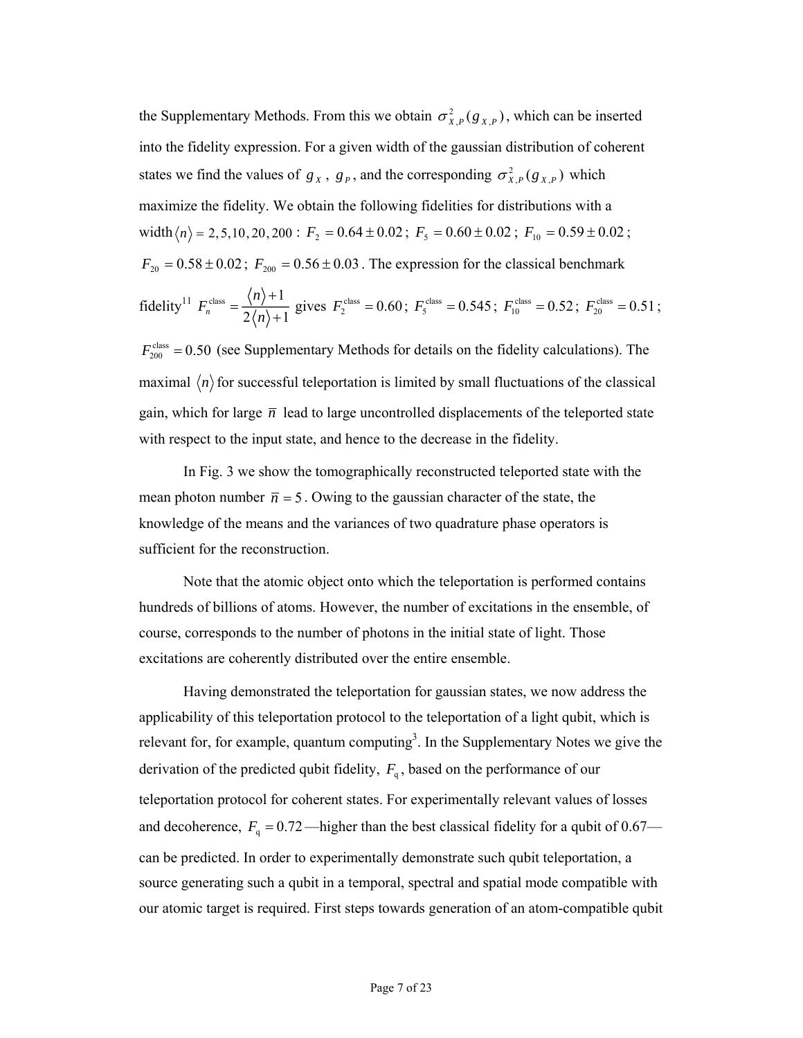the Supplementary Methods. From this we obtain $\sigma^2_{X,P}(g_{X,P})$, which can be inserted into the fidelity expression. For a given width of the gaussian distribution of coherent states we find the values of $g_X$, $g_P$, and the corresponding $\sigma^2_{X,P}(g_{X,P})$ which maximize the fidelity. We obtain the following fidelities for distributions with a width $\langle n \rangle = 2, 5, 10, 20, 200$ : $F_2 = 0.64 \pm 0.02$; $F_5 = 0.60 \pm 0.02$; $F_{10} = 0.59 \pm 0.02$; $F_{20} = 0.58 \pm 0.02$; $F_{200} = 0.56 \pm 0.03$. The expression for the classical benchmark fidelity[11] $F_n^{\text{class}} = \dfrac{\langle n \rangle + 1}{2\langle n \rangle + 1}$ gives $F_2^{\text{class}} = 0.60$; $F_5^{\text{class}} = 0.545$; $F_{10}^{\text{class}} = 0.52$; $F_{20}^{\text{class}} = 0.51$; $F_{200}^{\text{class}} = 0.50$ (see Supplementary Methods for details on the fidelity calculations). The maximal $\langle n \rangle$ for successful teleportation is limited by small fluctuations of the classical gain, which for large $\bar{n}$ lead to large uncontrolled displacements of the teleported state with respect to the input state, and hence to the decrease in the fidelity.

In Fig. 3 we show the tomographically reconstructed teleported state with the mean photon number $\bar{n} = 5$. Owing to the gaussian character of the state, the knowledge of the means and the variances of two quadrature phase operators is sufficient for the reconstruction.

Note that the atomic object onto which the teleportation is performed contains hundreds of billions of atoms. However, the number of excitations in the ensemble, of course, corresponds to the number of photons in the initial state of light. Those excitations are coherently distributed over the entire ensemble.

Having demonstrated the teleportation for gaussian states, we now address the applicability of this teleportation protocol to the teleportation of a light qubit, which is relevant for, for example, quantum computing[3]. In the Supplementary Notes we give the derivation of the predicted qubit fidelity, $F_{\text{q}}$, based on the performance of our teleportation protocol for coherent states. For experimentally relevant values of losses and decoherence, $F_{\text{q}} = 0.72$—higher than the best classical fidelity for a qubit of 0.67—can be predicted. In order to experimentally demonstrate such qubit teleportation, a source generating such a qubit in a temporal, spectral and spatial mode compatible with our atomic target is required. First steps towards generation of an atom-compatible qubit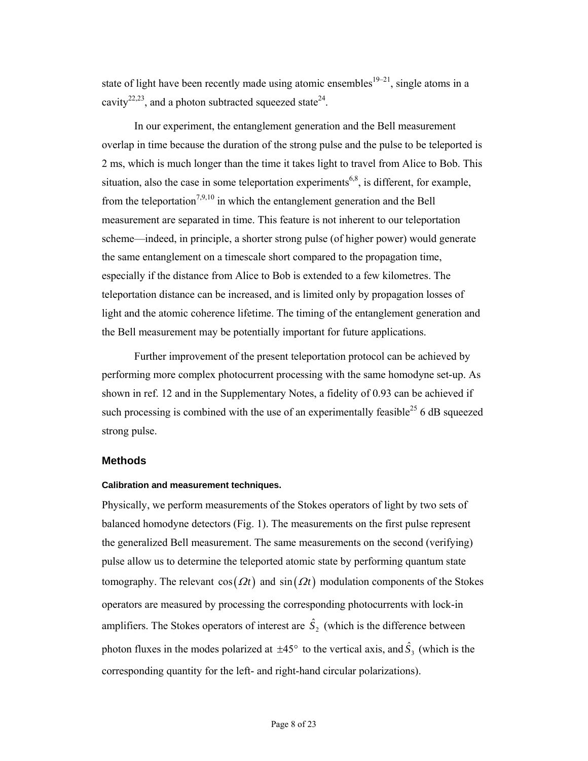state of light have been recently made using atomic ensembles[19–21], single atoms in a cavity[22,23], and a photon subtracted squeezed state[24].

In our experiment, the entanglement generation and the Bell measurement overlap in time because the duration of the strong pulse and the pulse to be teleported is 2 ms, which is much longer than the time it takes light to travel from Alice to Bob. This situation, also the case in some teleportation experiments[6,8], is different, for example, from the teleportation[7,9,10] in which the entanglement generation and the Bell measurement are separated in time. This feature is not inherent to our teleportation scheme—indeed, in principle, a shorter strong pulse (of higher power) would generate the same entanglement on a timescale short compared to the propagation time, especially if the distance from Alice to Bob is extended to a few kilometres. The teleportation distance can be increased, and is limited only by propagation losses of light and the atomic coherence lifetime. The timing of the entanglement generation and the Bell measurement may be potentially important for future applications.

Further improvement of the present teleportation protocol can be achieved by performing more complex photocurrent processing with the same homodyne set-up. As shown in ref. 12 and in the Supplementary Notes, a fidelity of 0.93 can be achieved if such processing is combined with the use of an experimentally feasible[25] 6 dB squeezed strong pulse.

## Methods

#### Calibration and measurement techniques.

Physically, we perform measurements of the Stokes operators of light by two sets of balanced homodyne detectors (Fig. 1). The measurements on the first pulse represent the generalized Bell measurement. The same measurements on the second (verifying) pulse allow us to determine the teleported atomic state by performing quantum state tomography. The relevant $\cos(\Omega t)$ and $\sin(\Omega t)$ modulation components of the Stokes operators are measured by processing the corresponding photocurrents with lock-in amplifiers. The Stokes operators of interest are $\hat{S}_2$ (which is the difference between photon fluxes in the modes polarized at $\pm 45°$ to the vertical axis, and $\hat{S}_3$ (which is the corresponding quantity for the left- and right-hand circular polarizations).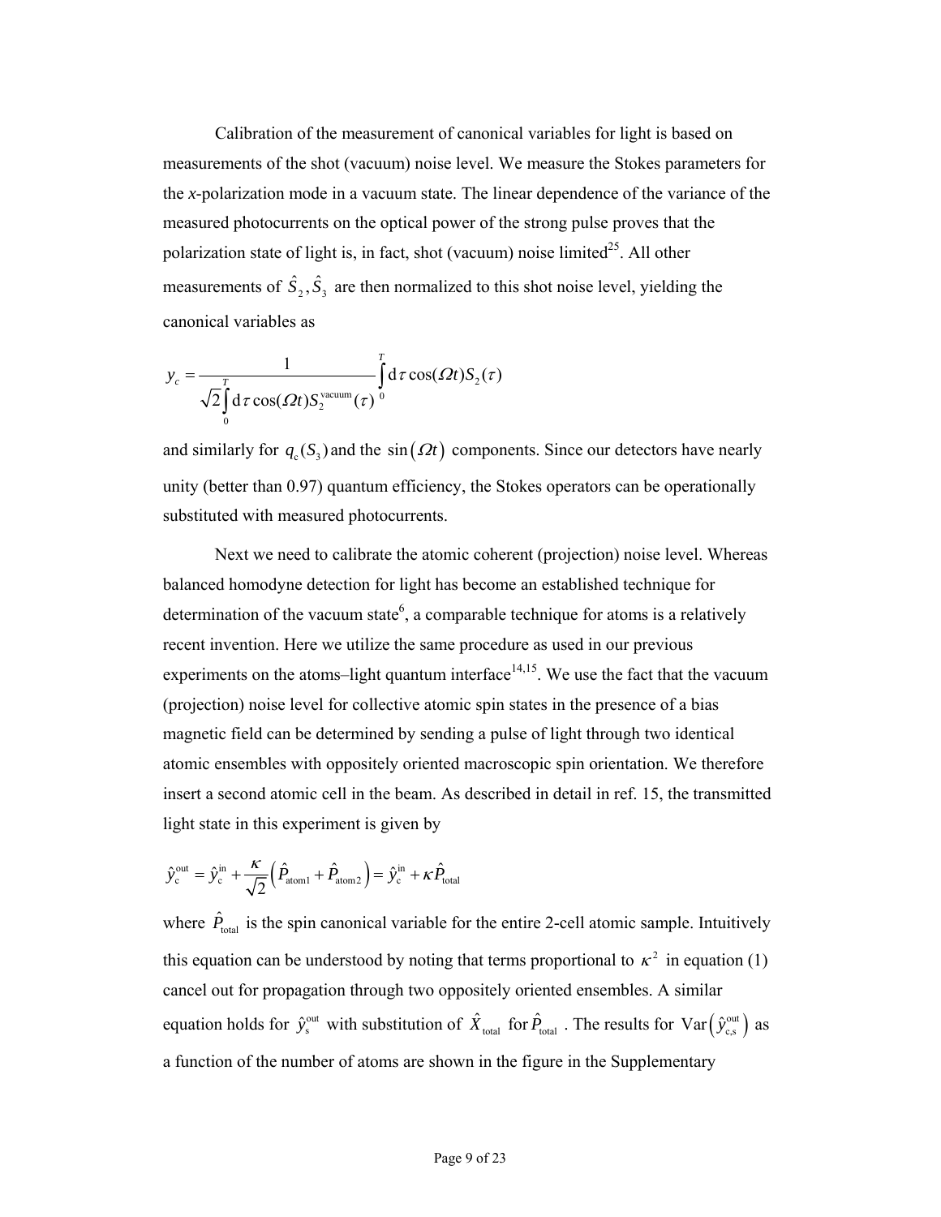Calibration of the measurement of canonical variables for light is based on measurements of the shot (vacuum) noise level. We measure the Stokes parameters for the *x*-polarization mode in a vacuum state. The linear dependence of the variance of the measured photocurrents on the optical power of the strong pulse proves that the polarization state of light is, in fact, shot (vacuum) noise limited[25]. All other measurements of $\hat{S}_2, \hat{S}_3$ are then normalized to this shot noise level, yielding the canonical variables as

$$y_c = \frac{1}{\sqrt{2}\int_0^T \mathrm{d}\tau \cos(\Omega t) S_2^{\text{vacuum}}(\tau)} \int_0^T \mathrm{d}\tau \cos(\Omega t) S_2(\tau)$$

and similarly for $q_c(S_3)$ and the $\sin(\Omega t)$ components. Since our detectors have nearly unity (better than 0.97) quantum efficiency, the Stokes operators can be operationally substituted with measured photocurrents.

Next we need to calibrate the atomic coherent (projection) noise level. Whereas balanced homodyne detection for light has become an established technique for determination of the vacuum state[6], a comparable technique for atoms is a relatively recent invention. Here we utilize the same procedure as used in our previous experiments on the atoms–light quantum interface[14,15]. We use the fact that the vacuum (projection) noise level for collective atomic spin states in the presence of a bias magnetic field can be determined by sending a pulse of light through two identical atomic ensembles with oppositely oriented macroscopic spin orientation. We therefore insert a second atomic cell in the beam. As described in detail in ref. 15, the transmitted light state in this experiment is given by

$$\hat{y}_c^{\text{out}} = \hat{y}_c^{\text{in}} + \frac{\kappa}{\sqrt{2}}\left(\hat{P}_{\text{atom1}} + \hat{P}_{\text{atom2}}\right) = \hat{y}_c^{\text{in}} + \kappa \hat{P}_{\text{total}}$$

where $\hat{P}_{\text{total}}$ is the spin canonical variable for the entire 2-cell atomic sample. Intuitively this equation can be understood by noting that terms proportional to $\kappa^2$ in equation (1) cancel out for propagation through two oppositely oriented ensembles. A similar equation holds for $\hat{y}_s^{\text{out}}$ with substitution of $\hat{X}_{\text{total}}$ for $\hat{P}_{\text{total}}$. The results for $\text{Var}\left(\hat{y}_{c,s}^{\text{out}}\right)$ as a function of the number of atoms are shown in the figure in the Supplementary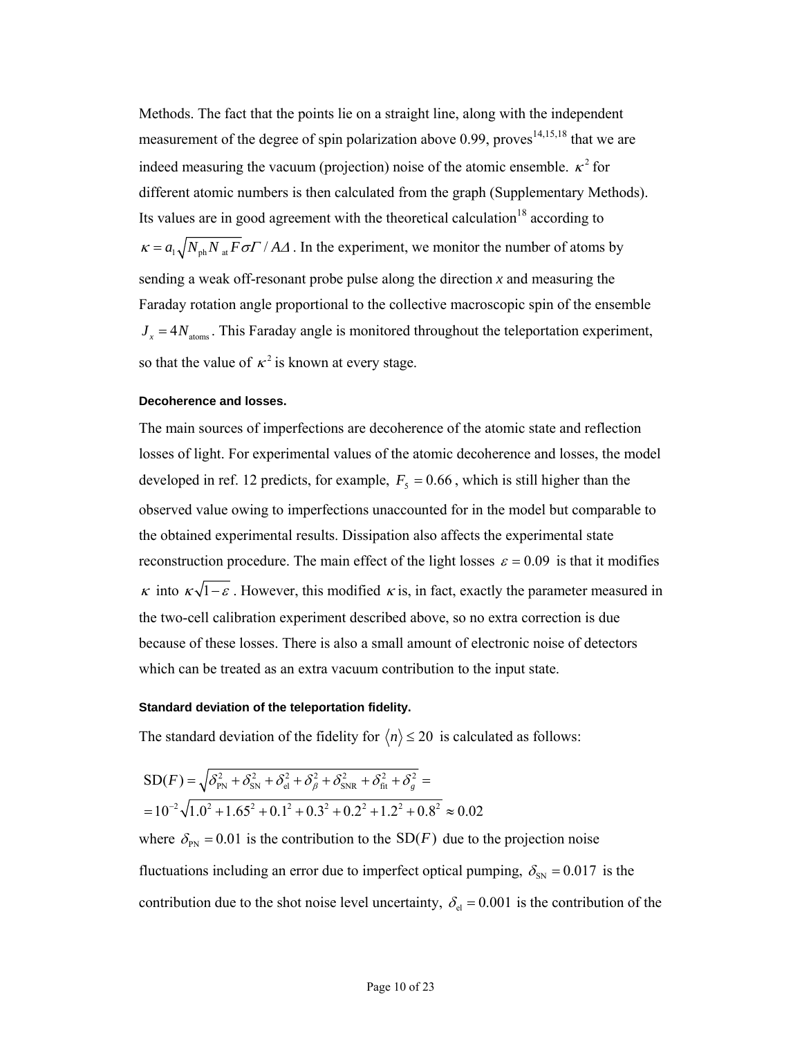Methods. The fact that the points lie on a straight line, along with the independent measurement of the degree of spin polarization above 0.99, proves[14,15,18] that we are indeed measuring the vacuum (projection) noise of the atomic ensemble. $\kappa^2$ for different atomic numbers is then calculated from the graph (Supplementary Methods). Its values are in good agreement with the theoretical calculation[18] according to $\kappa = a_1\sqrt{N_{\mathrm{ph}} N_{\mathrm{at}} F}\,\sigma\Gamma / A\Delta$. In the experiment, we monitor the number of atoms by sending a weak off-resonant probe pulse along the direction *x* and measuring the Faraday rotation angle proportional to the collective macroscopic spin of the ensemble $J_x = 4N_{\mathrm{atoms}}$. This Faraday angle is monitored throughout the teleportation experiment, so that the value of $\kappa^2$ is known at every stage.

#### Decoherence and losses.

The main sources of imperfections are decoherence of the atomic state and reflection losses of light. For experimental values of the atomic decoherence and losses, the model developed in ref. 12 predicts, for example, $F_5 = 0.66$, which is still higher than the observed value owing to imperfections unaccounted for in the model but comparable to the obtained experimental results. Dissipation also affects the experimental state reconstruction procedure. The main effect of the light losses $\varepsilon = 0.09$ is that it modifies $\kappa$ into $\kappa\sqrt{1-\varepsilon}$. However, this modified $\kappa$ is, in fact, exactly the parameter measured in the two-cell calibration experiment described above, so no extra correction is due because of these losses. There is also a small amount of electronic noise of detectors which can be treated as an extra vacuum contribution to the input state.

#### Standard deviation of the teleportation fidelity.

The standard deviation of the fidelity for $\langle n \rangle \le 20$ is calculated as follows:

$$\mathrm{SD}(F) = \sqrt{\delta_{\mathrm{PN}}^2 + \delta_{\mathrm{SN}}^2 + \delta_{\mathrm{el}}^2 + \delta_{\beta}^2 + \delta_{\mathrm{SNR}}^2 + \delta_{\mathrm{fit}}^2 + \delta_{g}^2} =$$
$$= 10^{-2}\sqrt{1.0^2 + 1.65^2 + 0.1^2 + 0.3^2 + 0.2^2 + 1.2^2 + 0.8^2} \approx 0.02$$

where $\delta_{\mathrm{PN}} = 0.01$ is the contribution to the $\mathrm{SD}(F)$ due to the projection noise fluctuations including an error due to imperfect optical pumping, $\delta_{\mathrm{SN}} = 0.017$ is the contribution due to the shot noise level uncertainty, $\delta_{\mathrm{el}} = 0.001$ is the contribution of the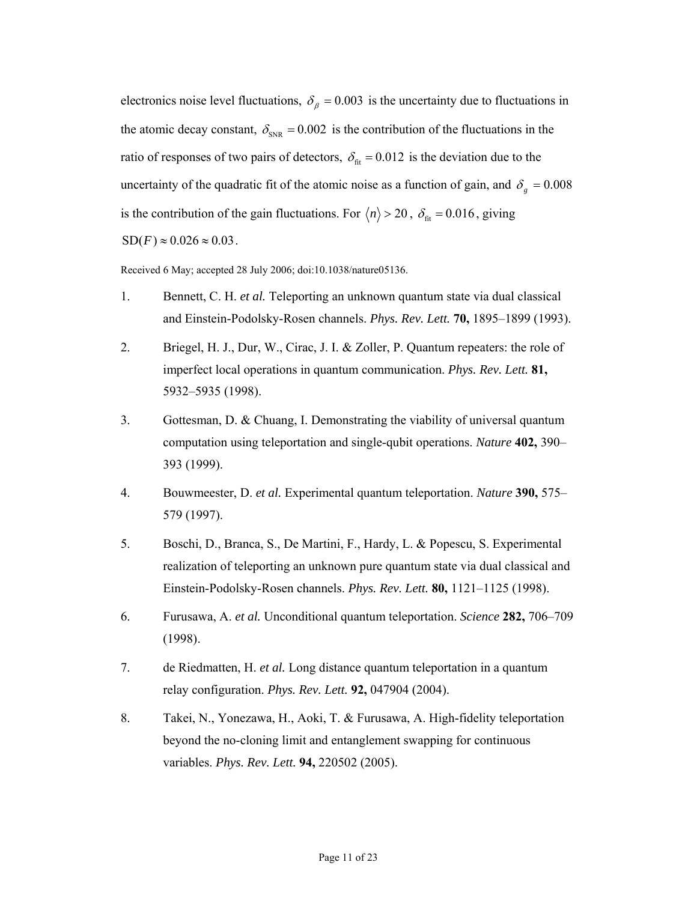electronics noise level fluctuations, $\delta_\beta = 0.003$ is the uncertainty due to fluctuations in the atomic decay constant, $\delta_{\rm SNR} = 0.002$ is the contribution of the fluctuations in the ratio of responses of two pairs of detectors, $\delta_{\rm fit} = 0.012$ is the deviation due to the uncertainty of the quadratic fit of the atomic noise as a function of gain, and $\delta_g = 0.008$ is the contribution of the gain fluctuations. For $\langle n \rangle > 20$, $\delta_{\rm fit} = 0.016$, giving $\mathrm{SD}(F) \approx 0.026 \approx 0.03$.

Received 6 May; accepted 28 July 2006; doi:10.1038/nature05136.

1. Bennett, C. H. *et al.* Teleporting an unknown quantum state via dual classical and Einstein-Podolsky-Rosen channels. *Phys. Rev. Lett.* **70,** 1895–1899 (1993).

2. Briegel, H. J., Dur, W., Cirac, J. I. & Zoller, P. Quantum repeaters: the role of imperfect local operations in quantum communication. *Phys. Rev. Lett.* **81,** 5932–5935 (1998).

3. Gottesman, D. & Chuang, I. Demonstrating the viability of universal quantum computation using teleportation and single-qubit operations. *Nature* **402,** 390–393 (1999).

4. Bouwmeester, D. *et al.* Experimental quantum teleportation. *Nature* **390,** 575–579 (1997).

5. Boschi, D., Branca, S., De Martini, F., Hardy, L. & Popescu, S. Experimental realization of teleporting an unknown pure quantum state via dual classical and Einstein-Podolsky-Rosen channels. *Phys. Rev. Lett.* **80,** 1121–1125 (1998).

6. Furusawa, A. *et al.* Unconditional quantum teleportation. *Science* **282,** 706–709 (1998).

7. de Riedmatten, H. *et al.* Long distance quantum teleportation in a quantum relay configuration. *Phys. Rev. Lett.* **92,** 047904 (2004).

8. Takei, N., Yonezawa, H., Aoki, T. & Furusawa, A. High-fidelity teleportation beyond the no-cloning limit and entanglement swapping for continuous variables. *Phys. Rev. Lett.* **94,** 220502 (2005).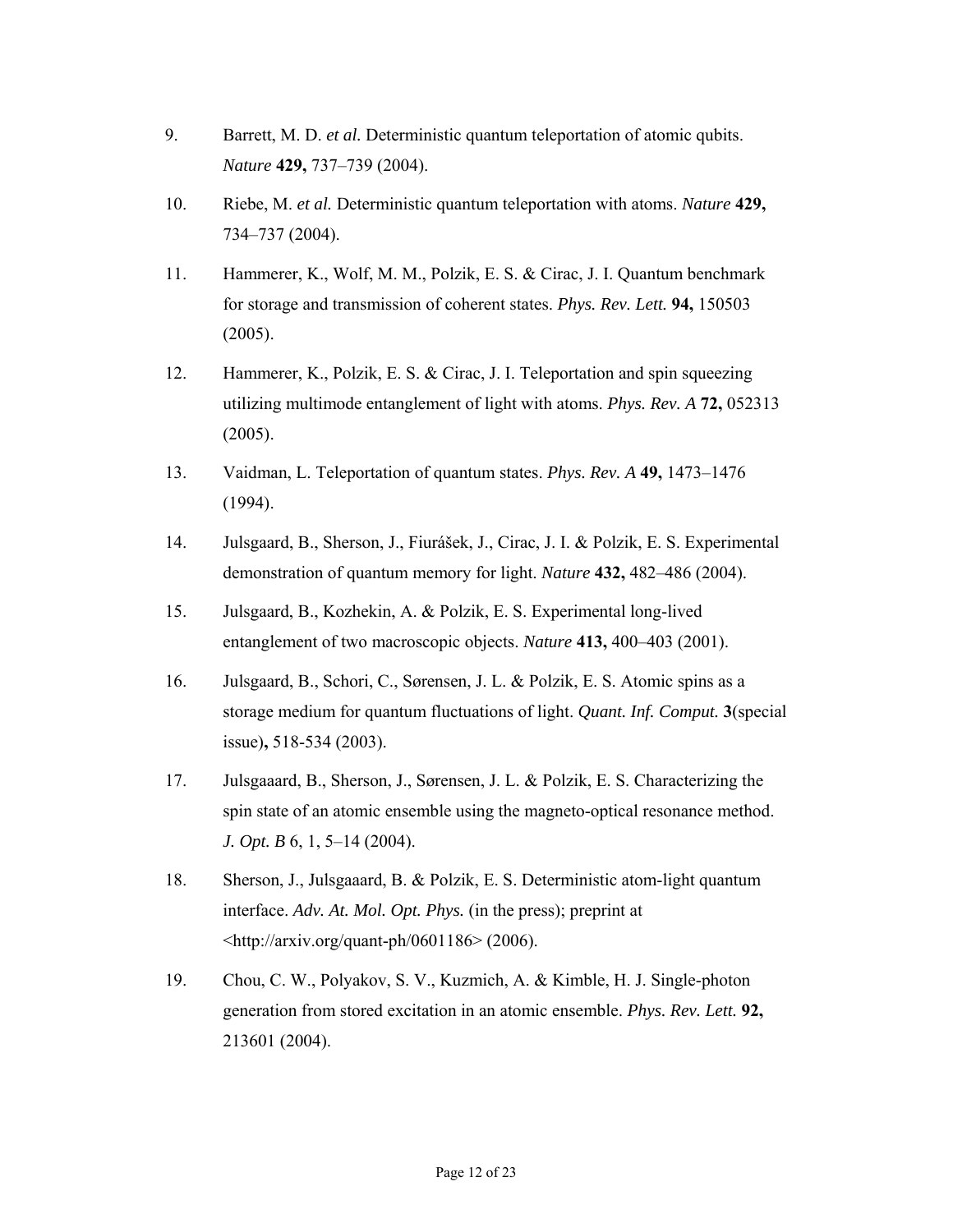9. Barrett, M. D. *et al.* Deterministic quantum teleportation of atomic qubits. *Nature* **429,** 737–739 (2004).

10. Riebe, M. *et al.* Deterministic quantum teleportation with atoms. *Nature* **429,** 734–737 (2004).

11. Hammerer, K., Wolf, M. M., Polzik, E. S. & Cirac, J. I. Quantum benchmark for storage and transmission of coherent states. *Phys. Rev. Lett.* **94,** 150503 (2005).

12. Hammerer, K., Polzik, E. S. & Cirac, J. I. Teleportation and spin squeezing utilizing multimode entanglement of light with atoms. *Phys. Rev. A* **72,** 052313 (2005).

13. Vaidman, L. Teleportation of quantum states. *Phys. Rev. A* **49,** 1473–1476 (1994).

14. Julsgaard, B., Sherson, J., Fiurášek, J., Cirac, J. I. & Polzik, E. S. Experimental demonstration of quantum memory for light. *Nature* **432,** 482–486 (2004).

15. Julsgaard, B., Kozhekin, A. & Polzik, E. S. Experimental long-lived entanglement of two macroscopic objects. *Nature* **413,** 400–403 (2001).

16. Julsgaard, B., Schori, C., Sørensen, J. L. & Polzik, E. S. Atomic spins as a storage medium for quantum fluctuations of light. *Quant. Inf. Comput.* **3**(special issue)**,** 518-534 (2003).

17. Julsgaaard, B., Sherson, J., Sørensen, J. L. & Polzik, E. S. Characterizing the spin state of an atomic ensemble using the magneto-optical resonance method. *J. Opt. B* 6, 1, 5–14 (2004).

18. Sherson, J., Julsgaaard, B. & Polzik, E. S. Deterministic atom-light quantum interface. *Adv. At. Mol. Opt. Phys.* (in the press); preprint at <http://arxiv.org/quant-ph/0601186> (2006).

19. Chou, C. W., Polyakov, S. V., Kuzmich, A. & Kimble, H. J. Single-photon generation from stored excitation in an atomic ensemble. *Phys. Rev. Lett.* **92,** 213601 (2004).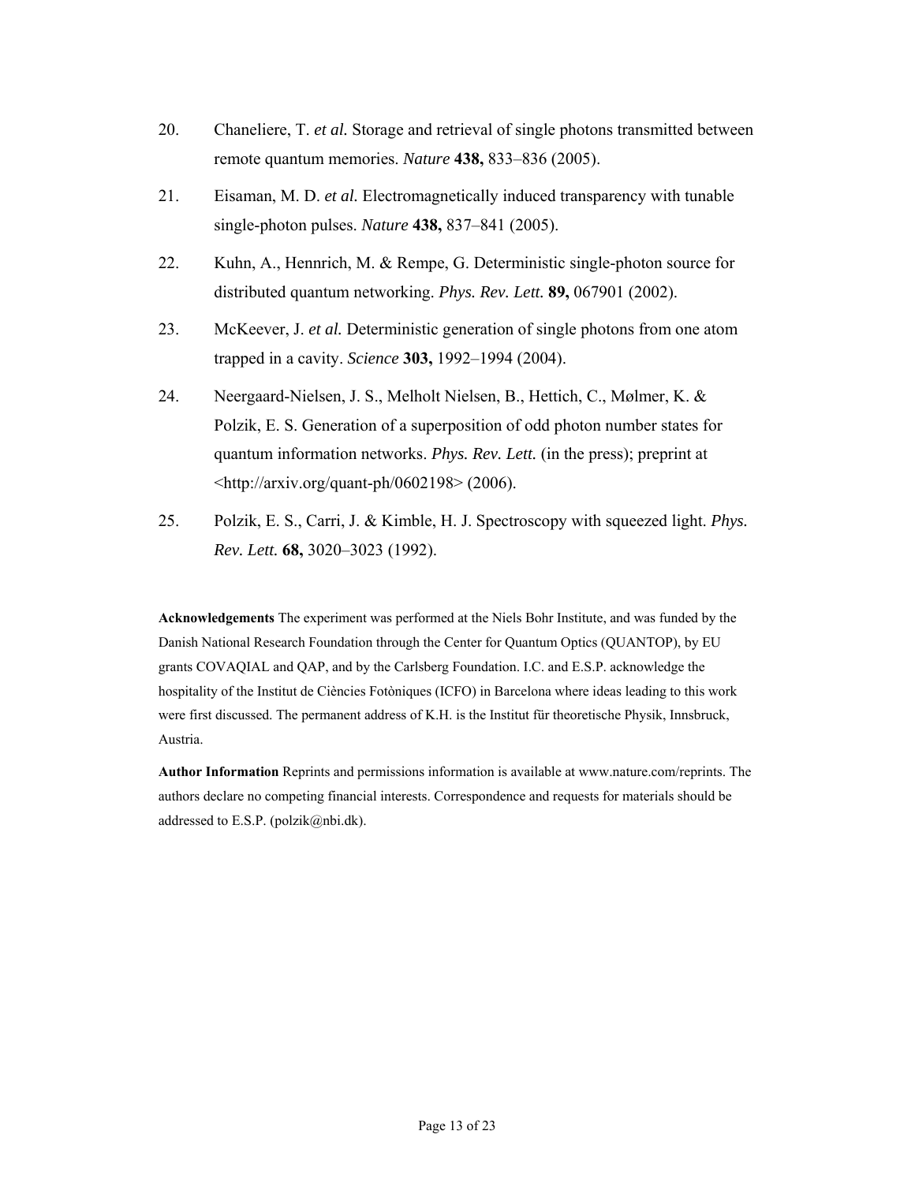20. Chaneliere, T. *et al.* Storage and retrieval of single photons transmitted between remote quantum memories. *Nature* **438,** 833–836 (2005).

21. Eisaman, M. D. *et al.* Electromagnetically induced transparency with tunable single-photon pulses. *Nature* **438,** 837–841 (2005).

22. Kuhn, A., Hennrich, M. & Rempe, G. Deterministic single-photon source for distributed quantum networking. *Phys. Rev. Lett.* **89,** 067901 (2002).

23. McKeever, J. *et al.* Deterministic generation of single photons from one atom trapped in a cavity. *Science* **303,** 1992–1994 (2004).

24. Neergaard-Nielsen, J. S., Melholt Nielsen, B., Hettich, C., Mølmer, K. & Polzik, E. S. Generation of a superposition of odd photon number states for quantum information networks. *Phys. Rev. Lett.* (in the press); preprint at <http://arxiv.org/quant-ph/0602198> (2006).

25. Polzik, E. S., Carri, J. & Kimble, H. J. Spectroscopy with squeezed light. *Phys. Rev. Lett.* **68,** 3020–3023 (1992).

**Acknowledgements** The experiment was performed at the Niels Bohr Institute, and was funded by the Danish National Research Foundation through the Center for Quantum Optics (QUANTOP), by EU grants COVAQIAL and QAP, and by the Carlsberg Foundation. I.C. and E.S.P. acknowledge the hospitality of the Institut de Ciències Fotòniques (ICFO) in Barcelona where ideas leading to this work were first discussed. The permanent address of K.H. is the Institut für theoretische Physik, Innsbruck, Austria.

**Author Information** Reprints and permissions information is available at www.nature.com/reprints. The authors declare no competing financial interests. Correspondence and requests for materials should be addressed to E.S.P. (polzik@nbi.dk).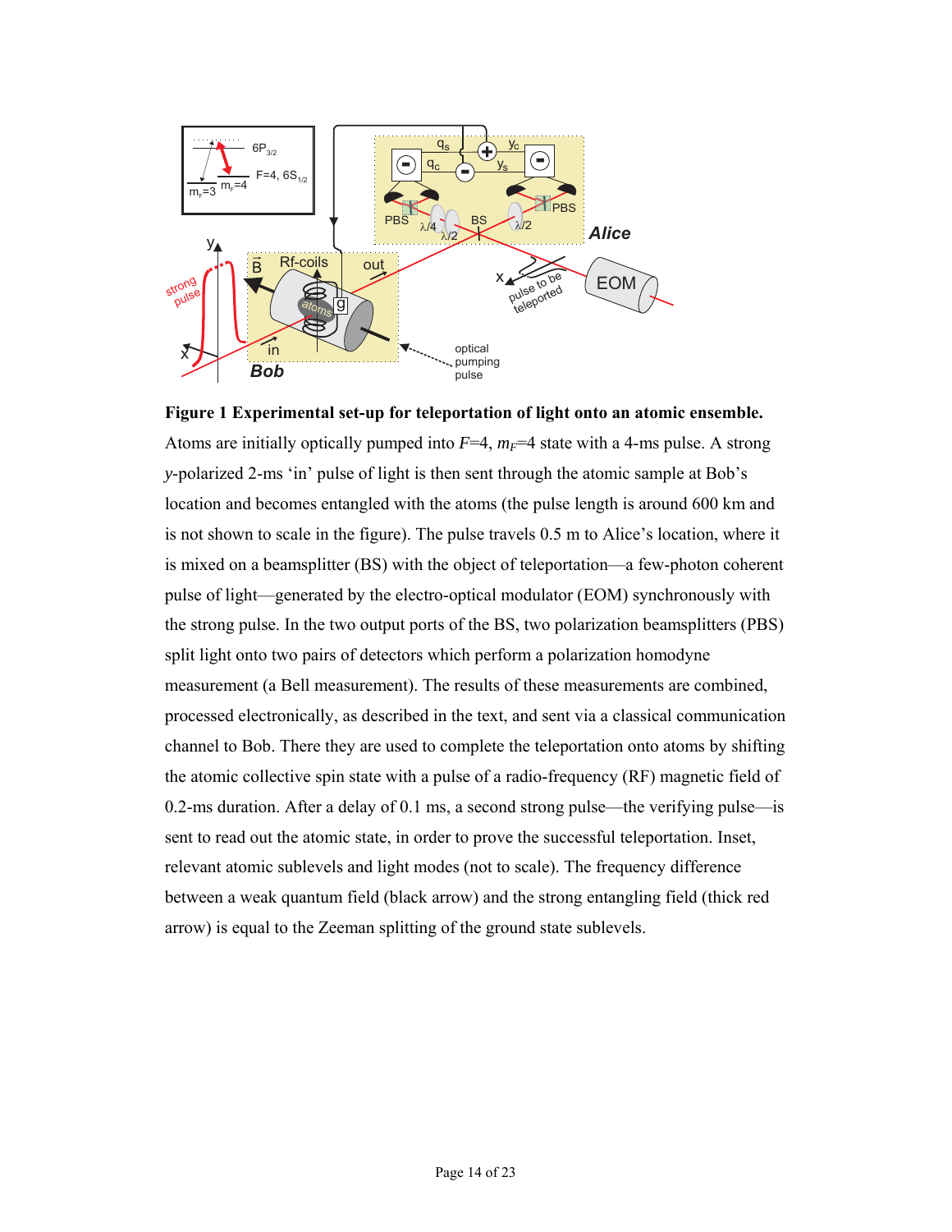**Figure 1 Experimental set-up for teleportation of light onto an atomic ensemble.** Atoms are initially optically pumped into $F$=4, $m_F$=4 state with a 4-ms pulse. A strong $y$-polarized 2-ms 'in' pulse of light is then sent through the atomic sample at Bob's location and becomes entangled with the atoms (the pulse length is around 600 km and is not shown to scale in the figure). The pulse travels 0.5 m to Alice's location, where it is mixed on a beamsplitter (BS) with the object of teleportation—a few-photon coherent pulse of light—generated by the electro-optical modulator (EOM) synchronously with the strong pulse. In the two output ports of the BS, two polarization beamsplitters (PBS) split light onto two pairs of detectors which perform a polarization homodyne measurement (a Bell measurement). The results of these measurements are combined, processed electronically, as described in the text, and sent via a classical communication channel to Bob. There they are used to complete the teleportation onto atoms by shifting the atomic collective spin state with a pulse of a radio-frequency (RF) magnetic field of 0.2-ms duration. After a delay of 0.1 ms, a second strong pulse—the verifying pulse—is sent to read out the atomic state, in order to prove the successful teleportation. Inset, relevant atomic sublevels and light modes (not to scale). The frequency difference between a weak quantum field (black arrow) and the strong entangling field (thick red arrow) is equal to the Zeeman splitting of the ground state sublevels.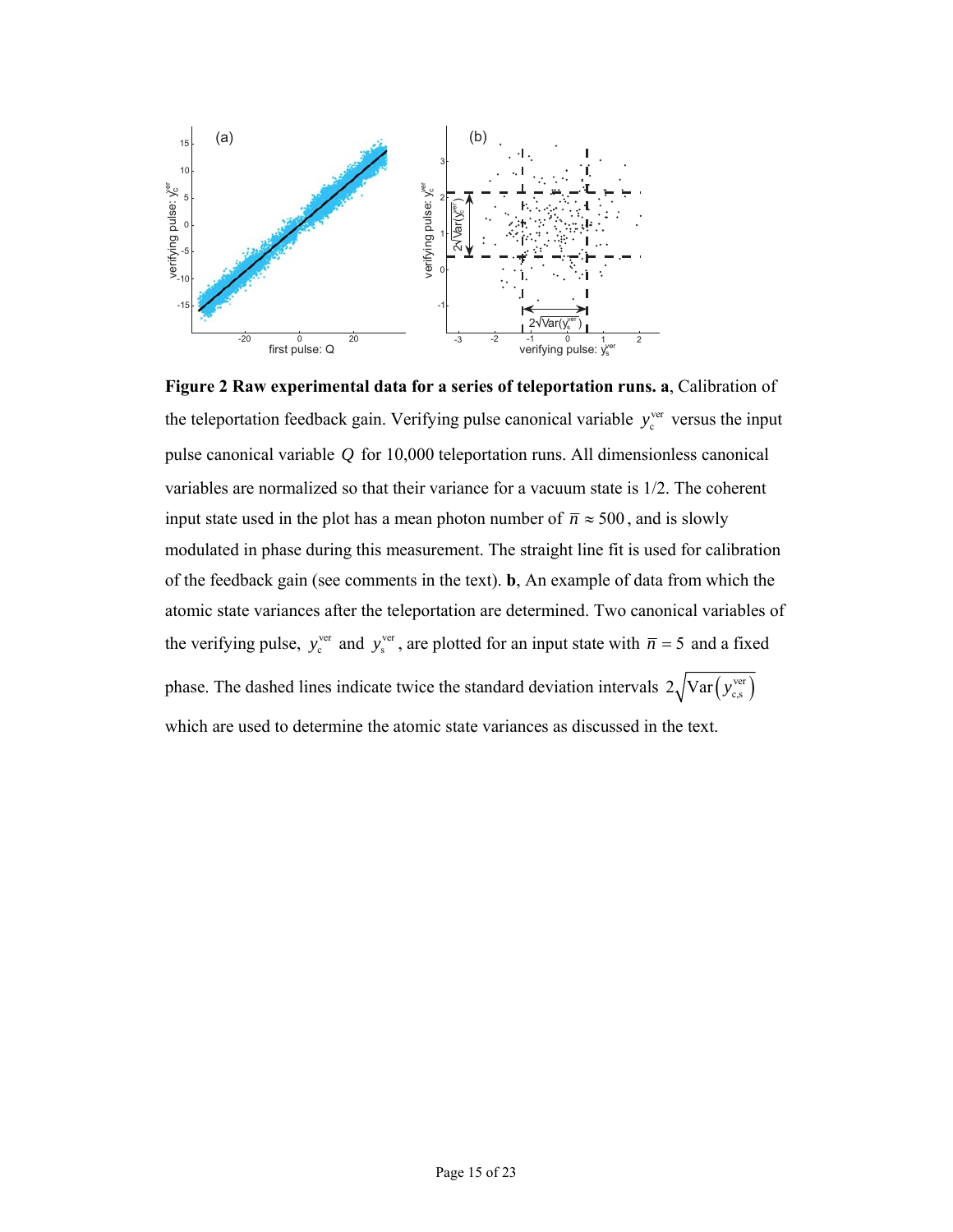**Figure 2 Raw experimental data for a series of teleportation runs. a**, Calibration of the teleportation feedback gain. Verifying pulse canonical variable $y_c^{ver}$ versus the input pulse canonical variable $Q$ for 10,000 teleportation runs. All dimensionless canonical variables are normalized so that their variance for a vacuum state is 1/2. The coherent input state used in the plot has a mean photon number of $\bar{n} \approx 500$, and is slowly modulated in phase during this measurement. The straight line fit is used for calibration of the feedback gain (see comments in the text). **b**, An example of data from which the atomic state variances after the teleportation are determined. Two canonical variables of the verifying pulse, $y_c^{ver}$ and $y_s^{ver}$, are plotted for an input state with $\bar{n} = 5$ and a fixed phase. The dashed lines indicate twice the standard deviation intervals $2\sqrt{\mathrm{Var}\left(y_{c,s}^{ver}\right)}$ which are used to determine the atomic state variances as discussed in the text.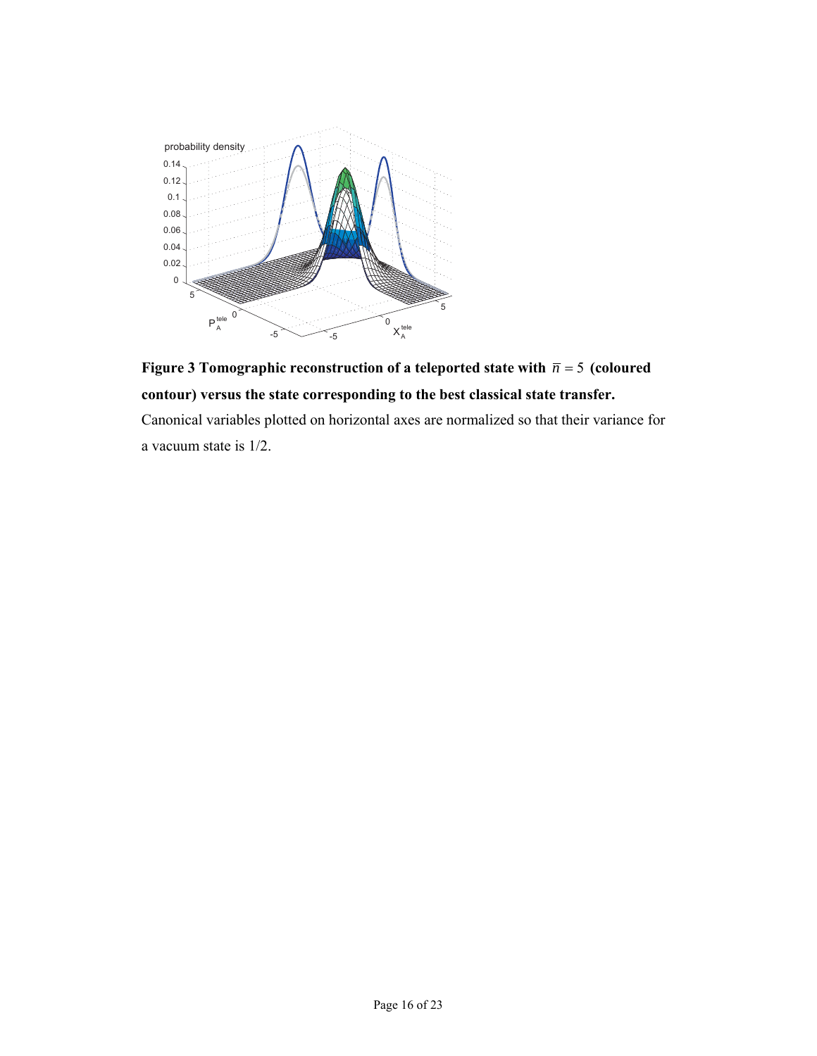**Figure 3 Tomographic reconstruction of a teleported state with $\overline{n} = 5$ (coloured contour) versus the state corresponding to the best classical state transfer.** Canonical variables plotted on horizontal axes are normalized so that their variance for a vacuum state is 1/2.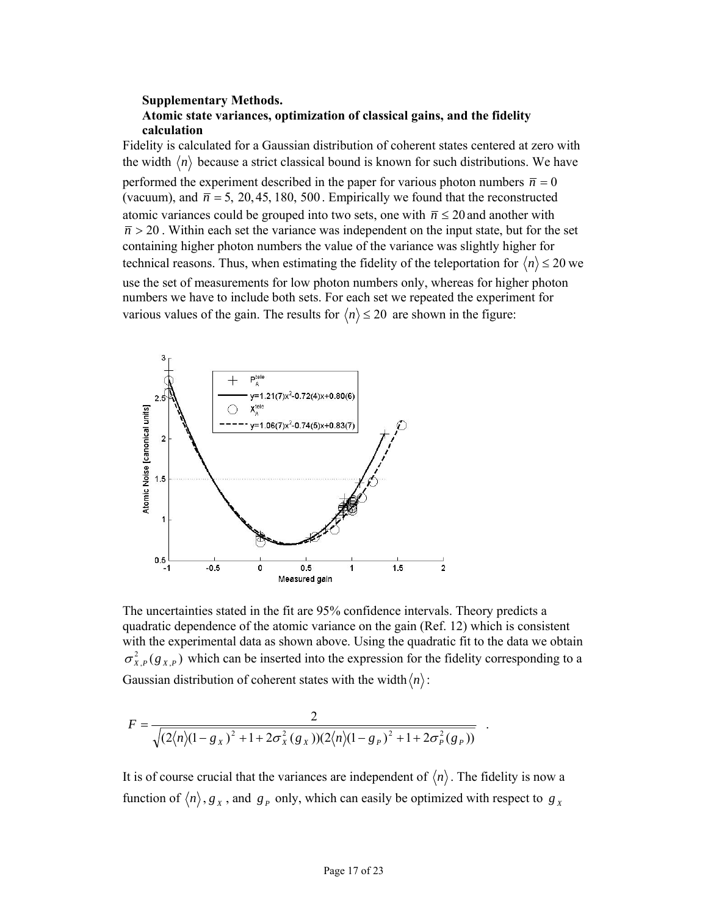**Supplementary Methods.**

**Atomic state variances, optimization of classical gains, and the fidelity calculation**

Fidelity is calculated for a Gaussian distribution of coherent states centered at zero with the width $\langle n \rangle$ because a strict classical bound is known for such distributions. We have performed the experiment described in the paper for various photon numbers $\bar{n} = 0$ (vacuum), and $\bar{n} = 5,\ 20, 45,\ 180,\ 500$. Empirically we found that the reconstructed atomic variances could be grouped into two sets, one with $\bar{n} \leq 20$ and another with $\bar{n} > 20$. Within each set the variance was independent on the input state, but for the set containing higher photon numbers the value of the variance was slightly higher for technical reasons. Thus, when estimating the fidelity of the teleportation for $\langle n \rangle \leq 20$ we use the set of measurements for low photon numbers only, whereas for higher photon numbers we have to include both sets. For each set we repeated the experiment for various values of the gain. The results for $\langle n \rangle \leq 20$ are shown in the figure:

The uncertainties stated in the fit are 95% confidence intervals. Theory predicts a quadratic dependence of the atomic variance on the gain (Ref. 12) which is consistent with the experimental data as shown above. Using the quadratic fit to the data we obtain $\sigma^2_{X,P}(g_{X,P})$ which can be inserted into the expression for the fidelity corresponding to a Gaussian distribution of coherent states with the width $\langle n \rangle$:

$$F = \frac{2}{\sqrt{(2\langle n \rangle (1-g_X)^2 + 1 + 2\sigma_X^2(g_X))(2\langle n \rangle (1-g_P)^2 + 1 + 2\sigma_P^2(g_P))}} \ .$$

It is of course crucial that the variances are independent of $\langle n \rangle$. The fidelity is now a function of $\langle n \rangle$, $g_X$, and $g_P$ only, which can easily be optimized with respect to $g_X$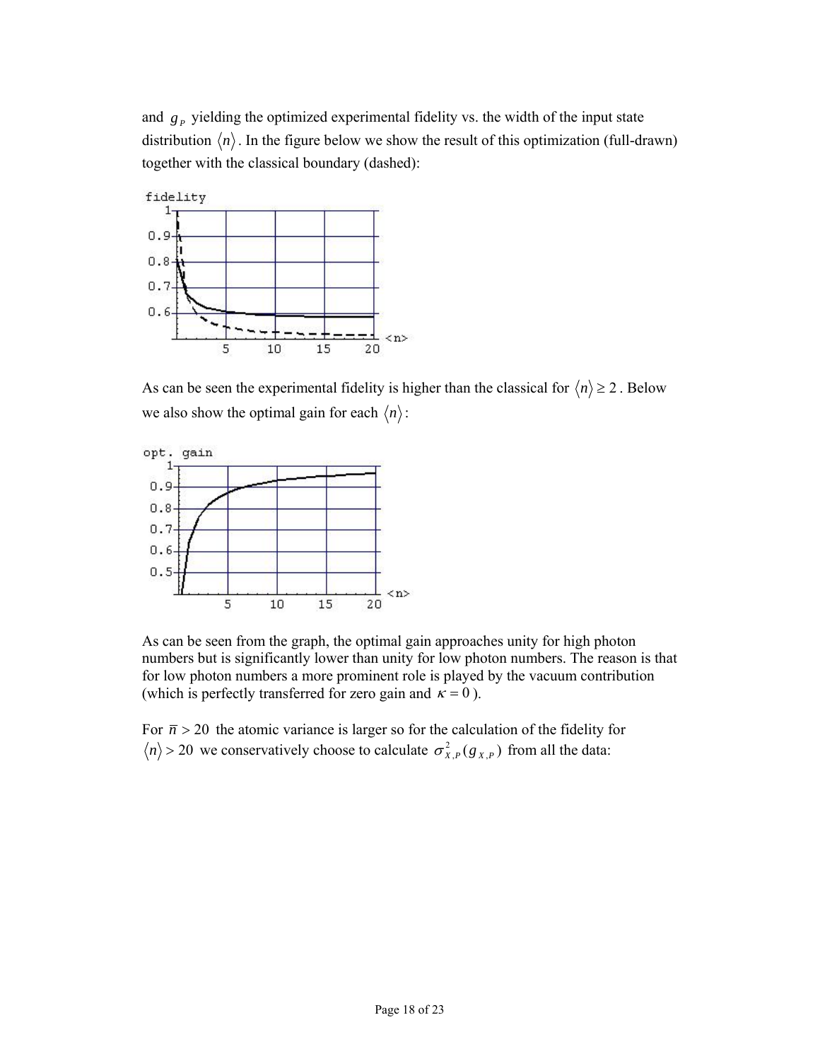and $g_P$ yielding the optimized experimental fidelity vs. the width of the input state distribution $\langle n \rangle$. In the figure below we show the result of this optimization (full-drawn) together with the classical boundary (dashed):

As can be seen the experimental fidelity is higher than the classical for $\langle n \rangle \geq 2$. Below we also show the optimal gain for each $\langle n \rangle$:

As can be seen from the graph, the optimal gain approaches unity for high photon numbers but is significantly lower than unity for low photon numbers. The reason is that for low photon numbers a more prominent role is played by the vacuum contribution (which is perfectly transferred for zero gain and $\kappa = 0$).

For $\bar{n} > 20$ the atomic variance is larger so for the calculation of the fidelity for $\langle n \rangle > 20$ we conservatively choose to calculate $\sigma^2_{X,P}(g_{X,P})$ from all the data: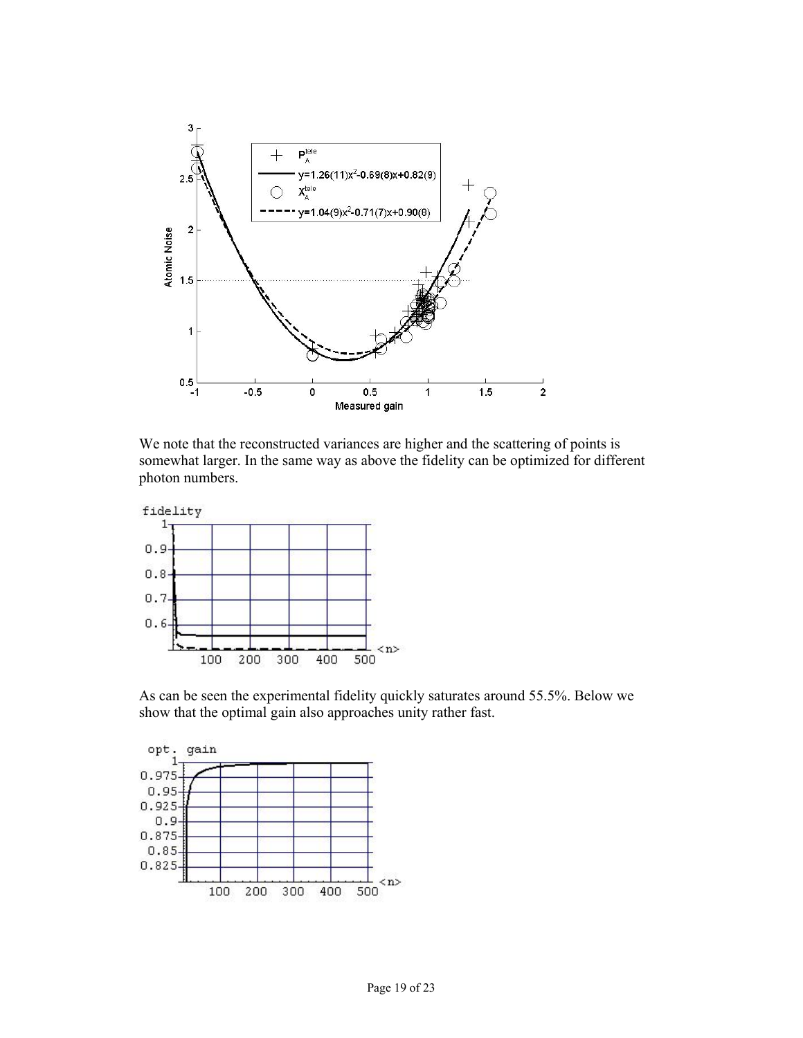We note that the reconstructed variances are higher and the scattering of points is somewhat larger. In the same way as above the fidelity can be optimized for different photon numbers.

As can be seen the experimental fidelity quickly saturates around 55.5%. Below we show that the optimal gain also approaches unity rather fast.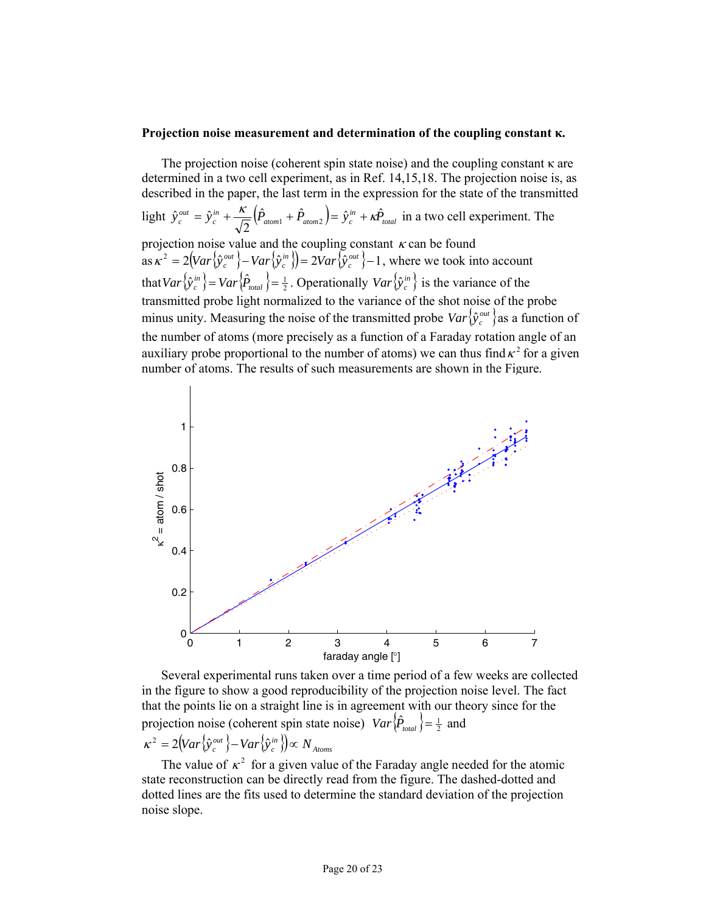**Projection noise measurement and determination of the coupling constant κ.**

The projection noise (coherent spin state noise) and the coupling constant κ are determined in a two cell experiment, as in Ref. 14,15,18. The projection noise is, as described in the paper, the last term in the expression for the state of the transmitted light $\hat{y}_c^{out} = \hat{y}_c^{in} + \frac{\kappa}{\sqrt{2}}\left(\hat{P}_{atom1} + \hat{P}_{atom2}\right) = \hat{y}_c^{in} + \kappa\hat{P}_{total}$ in a two cell experiment. The projection noise value and the coupling constant $\kappa$ can be found as $\kappa^2 = 2\left(Var\left\{\hat{y}_c^{out}\right\} - Var\left\{\hat{y}_c^{in}\right\}\right) = 2Var\left\{\hat{y}_c^{out}\right\} - 1$, where we took into account that $Var\left\{\hat{y}_c^{in}\right\} = Var\left\{\hat{P}_{total}\right\} = \frac{1}{2}$. Operationally $Var\left\{\hat{y}_c^{in}\right\}$ is the variance of the transmitted probe light normalized to the variance of the shot noise of the probe minus unity. Measuring the noise of the transmitted probe $Var\left\{\hat{y}_c^{out}\right\}$ as a function of the number of atoms (more precisely as a function of a Faraday rotation angle of an auxiliary probe proportional to the number of atoms) we can thus find $\kappa^2$ for a given number of atoms. The results of such measurements are shown in the Figure.

Several experimental runs taken over a time period of a few weeks are collected in the figure to show a good reproducibility of the projection noise level. The fact that the points lie on a straight line is in agreement with our theory since for the projection noise (coherent spin state noise) $Var\left\{\hat{P}_{total}\right\} = \frac{1}{2}$ and $\kappa^2 = 2\left(Var\left\{\hat{y}_c^{out}\right\} - Var\left\{\hat{y}_c^{in}\right\}\right) \propto N_{Atoms}$

The value of $\kappa^2$ for a given value of the Faraday angle needed for the atomic state reconstruction can be directly read from the figure. The dashed-dotted and dotted lines are the fits used to determine the standard deviation of the projection noise slope.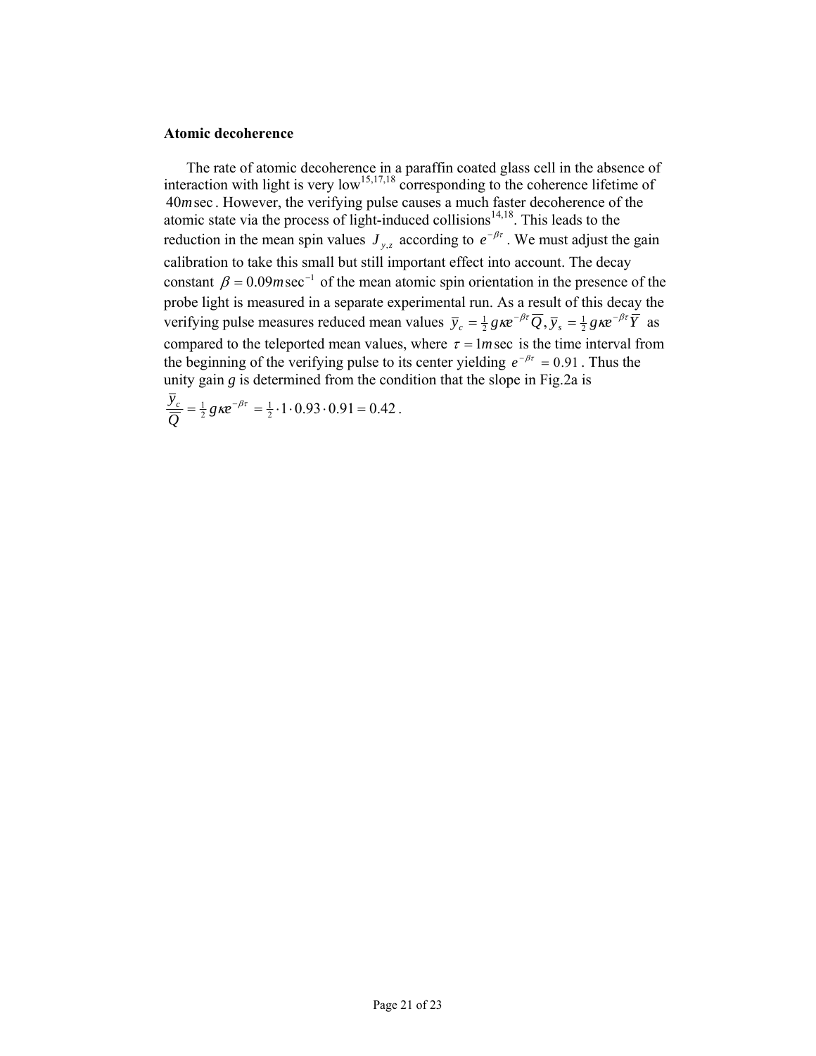**Atomic decoherence**

The rate of atomic decoherence in a paraffin coated glass cell in the absence of interaction with light is very low[15,17,18] corresponding to the coherence lifetime of $40 m\sec$. However, the verifying pulse causes a much faster decoherence of the atomic state via the process of light-induced collisions[14,18]. This leads to the reduction in the mean spin values $J_{y,z}$ according to $e^{-\beta\tau}$. We must adjust the gain calibration to take this small but still important effect into account. The decay constant $\beta = 0.09 m\sec^{-1}$ of the mean atomic spin orientation in the presence of the probe light is measured in a separate experimental run. As a result of this decay the verifying pulse measures reduced mean values $\overline{y}_c = \frac{1}{2} g\kappa e^{-\beta\tau}\overline{Q}, \overline{y}_s = \frac{1}{2} g\kappa e^{-\beta\tau}\overline{Y}$ as compared to the teleported mean values, where $\tau = 1 m\sec$ is the time interval from the beginning of the verifying pulse to its center yielding $e^{-\beta\tau} = 0.91$. Thus the unity gain $g$ is determined from the condition that the slope in Fig.2a is $\frac{\overline{y}_c}{\overline{Q}} = \frac{1}{2} g\kappa e^{-\beta\tau} = \frac{1}{2}\cdot 1\cdot 0.93\cdot 0.91 = 0.42$.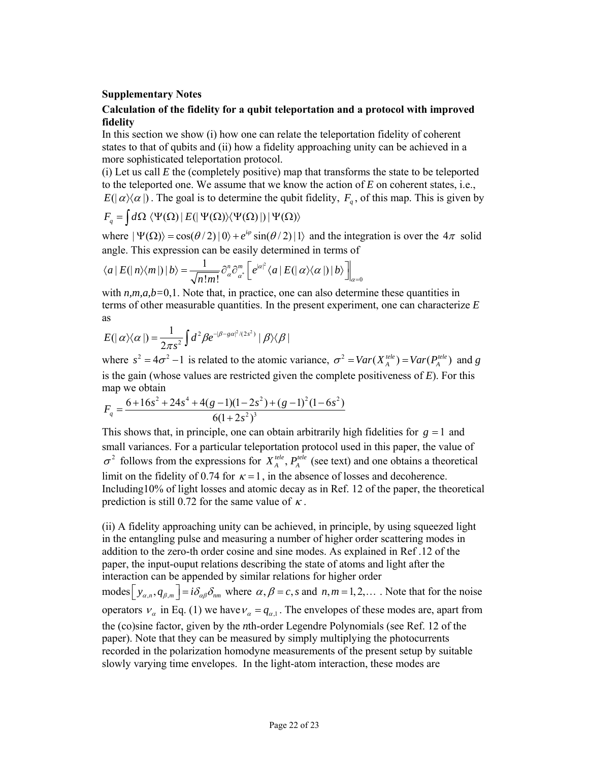**Supplementary Notes**

**Calculation of the fidelity for a qubit teleportation and a protocol with improved fidelity**

In this section we show (i) how one can relate the teleportation fidelity of coherent states to that of qubits and (ii) how a fidelity approaching unity can be achieved in a more sophisticated teleportation protocol.

(i) Let us call *E* the (completely positive) map that transforms the state to be teleported to the teleported one. We assume that we know the action of *E* on coherent states, i.e., $E(|\alpha\rangle\langle\alpha|)$. The goal is to determine the qubit fidelity, $F_q$, of this map. This is given by

$$F_q = \int d\Omega \; \langle \Psi(\Omega) | E(|\Psi(\Omega)\rangle\langle\Psi(\Omega)|) | \Psi(\Omega) \rangle$$

where $|\Psi(\Omega)\rangle = \cos(\theta/2)|0\rangle + e^{i\varphi}\sin(\theta/2)|1\rangle$ and the integration is over the $4\pi$ solid angle. This expression can be easily determined in terms of

$$\langle a | E(|n\rangle\langle m|) | b\rangle = \frac{1}{\sqrt{n!m!}} \partial_\alpha^n \partial_{\alpha^*}^m \left[ e^{|\alpha|^2} \langle a | E(|\alpha\rangle\langle\alpha|) | b\rangle \right]\Big|_{\alpha=0}$$

with $n,m,a,b$=0,1. Note that, in practice, one can also determine these quantities in terms of other measurable quantities. In the present experiment, one can characterize *E* as

$$E(|\alpha\rangle\langle\alpha|) = \frac{1}{2\pi s^2} \int d^2\beta e^{-|\beta - g\alpha|^2/(2s^2)} |\beta\rangle\langle\beta|$$

where $s^2 = 4\sigma^2 - 1$ is related to the atomic variance, $\sigma^2 = Var(X_A^{tele}) = Var(P_A^{tele})$ and $g$ is the gain (whose values are restricted given the complete positiveness of *E*). For this map we obtain

$$F_q = \frac{6 + 16s^2 + 24s^4 + 4(g-1)(1-2s^2) + (g-1)^2(1-6s^2)}{6(1+2s^2)^3}$$

This shows that, in principle, one can obtain arbitrarily high fidelities for $g = 1$ and small variances. For a particular teleportation protocol used in this paper, the value of $\sigma^2$ follows from the expressions for $X_A^{tele}$, $P_A^{tele}$ (see text) and one obtains a theoretical limit on the fidelity of 0.74 for $\kappa = 1$, in the absence of losses and decoherence. Including10% of light losses and atomic decay as in Ref. 12 of the paper, the theoretical prediction is still 0.72 for the same value of $\kappa$.

(ii) A fidelity approaching unity can be achieved, in principle, by using squeezed light in the entangling pulse and measuring a number of higher order scattering modes in addition to the zero-th order cosine and sine modes. As explained in Ref .12 of the paper, the input-ouput relations describing the state of atoms and light after the interaction can be appended by similar relations for higher order modes$\left[ y_{\alpha,n}, q_{\beta,m} \right] = i\delta_{\alpha\beta}\delta_{nm}$ where $\alpha, \beta = c, s$ and $n, m = 1, 2, \ldots$ . Note that for the noise operators $\nu_\alpha$ in Eq. (1) we have $\nu_\alpha = q_{\alpha,1}$. The envelopes of these modes are, apart from the (co)sine factor, given by the *n*th-order Legendre Polynomials (see Ref. 12 of the paper). Note that they can be measured by simply multiplying the photocurrents recorded in the polarization homodyne measurements of the present setup by suitable slowly varying time envelopes. In the light-atom interaction, these modes are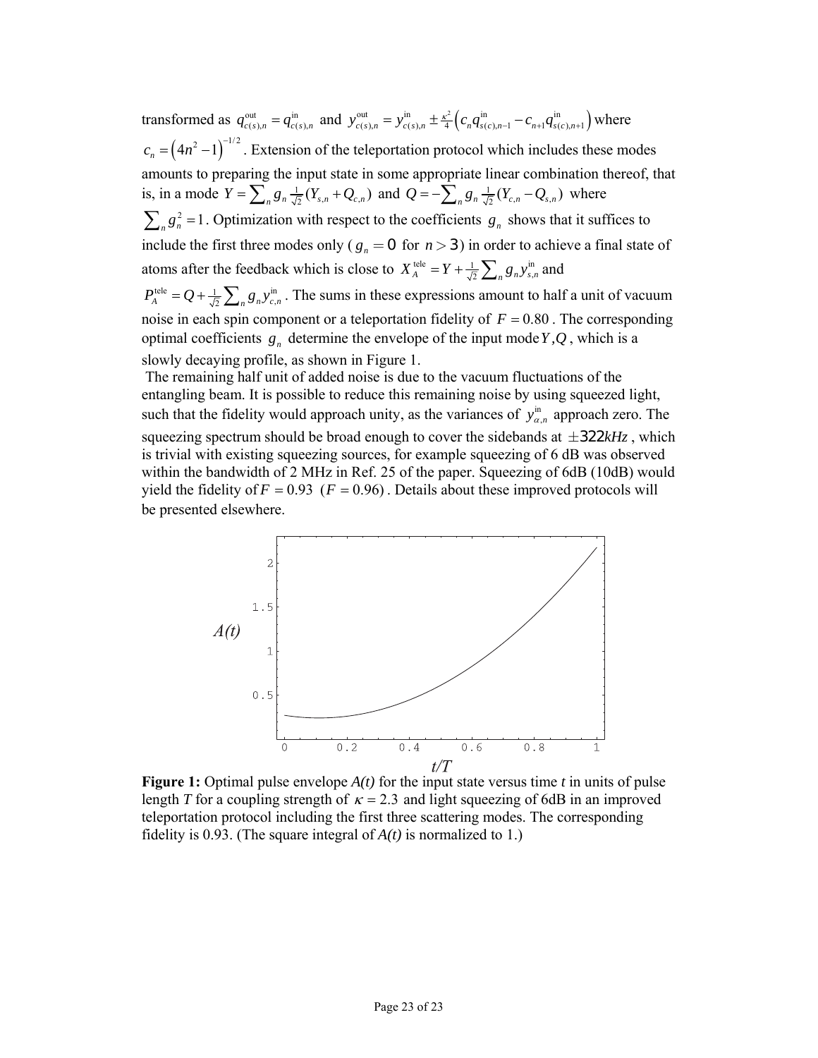transformed as $q^{\text{out}}_{c(s),n} = q^{\text{in}}_{c(s),n}$ and $y^{\text{out}}_{c(s),n} = y^{\text{in}}_{c(s),n} \pm \frac{\kappa^2}{4}\left(c_n q^{\text{in}}_{s(c),n-1} - c_{n+1} q^{\text{in}}_{s(c),n+1}\right)$ where $c_n = \left(4n^2 - 1\right)^{-1/2}$. Extension of the teleportation protocol which includes these modes amounts to preparing the input state in some appropriate linear combination thereof, that is, in a mode $Y = \sum_n g_n \frac{1}{\sqrt{2}}(Y_{s,n} + Q_{c,n})$ and $Q = -\sum_n g_n \frac{1}{\sqrt{2}}(Y_{c,n} - Q_{s,n})$ where $\sum_n g_n^2 = 1$. Optimization with respect to the coefficients $g_n$ shows that it suffices to include the first three modes only ($g_n = 0$ for $n > 3$) in order to achieve a final state of atoms after the feedback which is close to $X_A^{\text{tele}} = Y + \frac{1}{\sqrt{2}}\sum_n g_n y^{\text{in}}_{s,n}$ and $P_A^{\text{tele}} = Q + \frac{1}{\sqrt{2}}\sum_n g_n y^{\text{in}}_{c,n}$. The sums in these expressions amount to half a unit of vacuum noise in each spin component or a teleportation fidelity of $F = 0.80$. The corresponding optimal coefficients $g_n$ determine the envelope of the input mode $Y, Q$, which is a slowly decaying profile, as shown in Figure 1.

The remaining half unit of added noise is due to the vacuum fluctuations of the entangling beam. It is possible to reduce this remaining noise by using squeezed light, such that the fidelity would approach unity, as the variances of $y^{\text{in}}_{\alpha,n}$ approach zero. The squeezing spectrum should be broad enough to cover the sidebands at $\pm 322\,kHz$, which is trivial with existing squeezing sources, for example squeezing of 6 dB was observed within the bandwidth of 2 MHz in Ref. 25 of the paper. Squeezing of 6dB (10dB) would yield the fidelity of $F = 0.93$ ($F = 0.96$). Details about these improved protocols will be presented elsewhere.

A(t)

2

1.5

1

0.5

0 0.2 0.4 0.6 0.8 1

t/T

**Figure 1:** Optimal pulse envelope *A(t)* for the input state versus time *t* in units of pulse length *T* for a coupling strength of $\kappa = 2.3$ and light squeezing of 6dB in an improved teleportation protocol including the first three scattering modes. The corresponding fidelity is 0.93. (The square integral of *A(t)* is normalized to 1.)